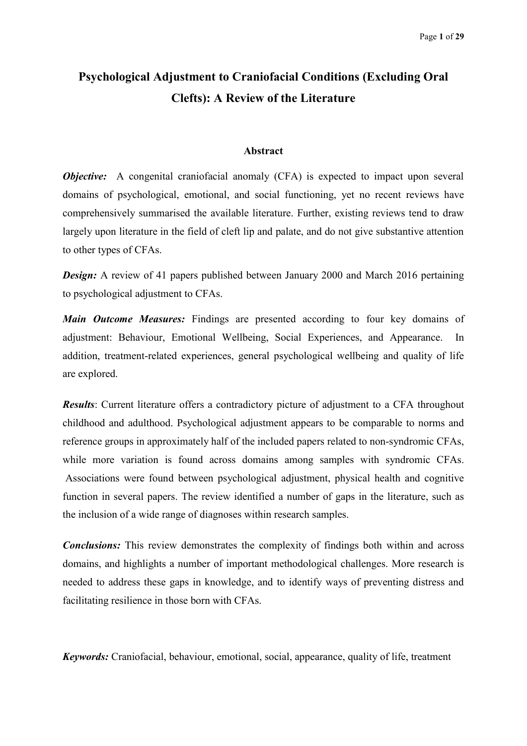# Psychological Adjustment to Craniofacial Conditions (Excluding Oral Clefts): A Review of the Literature

## Abstract

***Objective:*** A congenital craniofacial anomaly (CFA) is expected to impact upon several domains of psychological, emotional, and social functioning, yet no recent reviews have comprehensively summarised the available literature. Further, existing reviews tend to draw largely upon literature in the field of cleft lip and palate, and do not give substantive attention to other types of CFAs.

***Design:*** A review of 41 papers published between January 2000 and March 2016 pertaining to psychological adjustment to CFAs.

***Main Outcome Measures:*** Findings are presented according to four key domains of adjustment: Behaviour, Emotional Wellbeing, Social Experiences, and Appearance. In addition, treatment-related experiences, general psychological wellbeing and quality of life are explored.

***Results***: Current literature offers a contradictory picture of adjustment to a CFA throughout childhood and adulthood. Psychological adjustment appears to be comparable to norms and reference groups in approximately half of the included papers related to non-syndromic CFAs, while more variation is found across domains among samples with syndromic CFAs. Associations were found between psychological adjustment, physical health and cognitive function in several papers. The review identified a number of gaps in the literature, such as the inclusion of a wide range of diagnoses within research samples.

***Conclusions:*** This review demonstrates the complexity of findings both within and across domains, and highlights a number of important methodological challenges. More research is needed to address these gaps in knowledge, and to identify ways of preventing distress and facilitating resilience in those born with CFAs.

***Keywords:*** Craniofacial, behaviour, emotional, social, appearance, quality of life, treatment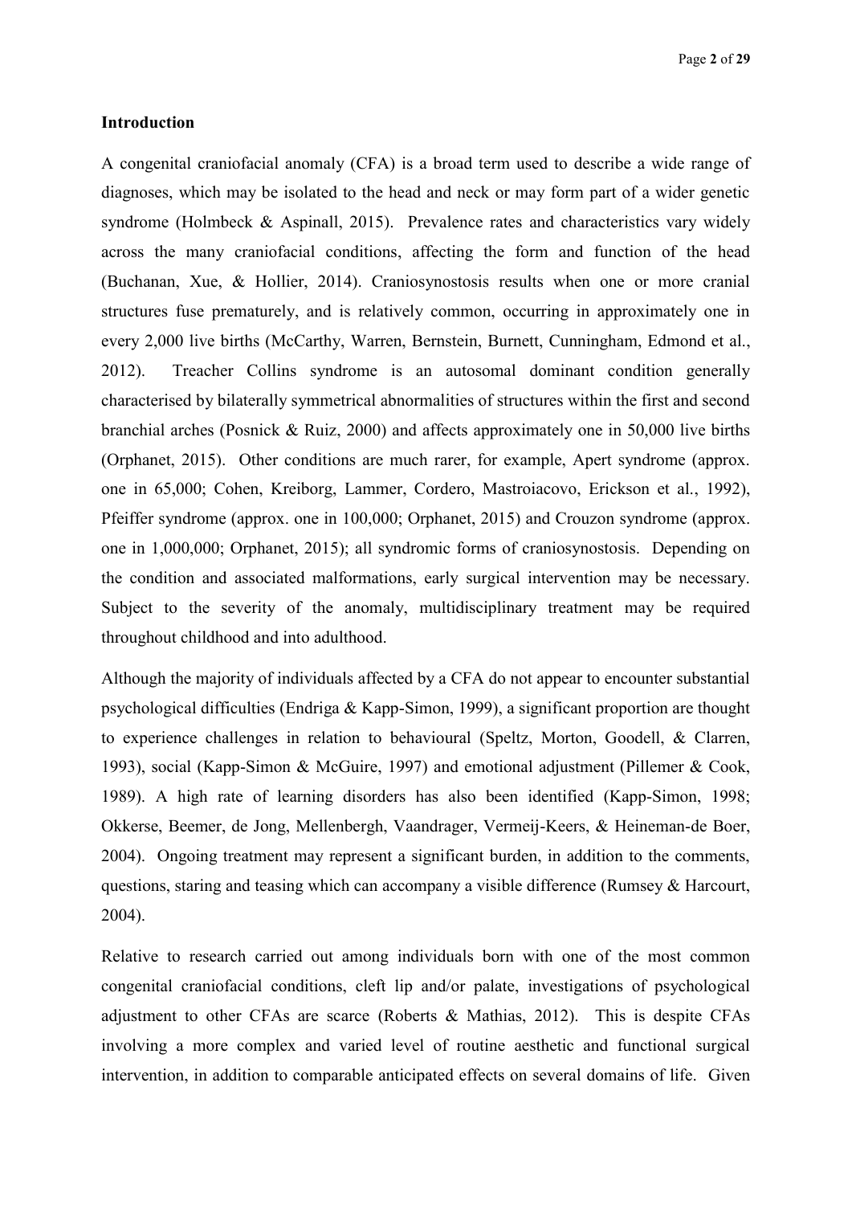### Introduction

A congenital craniofacial anomaly (CFA) is a broad term used to describe a wide range of diagnoses, which may be isolated to the head and neck or may form part of a wider genetic syndrome (Holmbeck & Aspinall, 2015). Prevalence rates and characteristics vary widely across the many craniofacial conditions, affecting the form and function of the head (Buchanan, Xue, & Hollier, 2014). Craniosynostosis results when one or more cranial structures fuse prematurely, and is relatively common, occurring in approximately one in every 2,000 live births (McCarthy, Warren, Bernstein, Burnett, Cunningham, Edmond et al., 2012). Treacher Collins syndrome is an autosomal dominant condition generally characterised by bilaterally symmetrical abnormalities of structures within the first and second branchial arches (Posnick & Ruiz, 2000) and affects approximately one in 50,000 live births (Orphanet, 2015). Other conditions are much rarer, for example, Apert syndrome (approx. one in 65,000; Cohen, Kreiborg, Lammer, Cordero, Mastroiacovo, Erickson et al., 1992), Pfeiffer syndrome (approx. one in 100,000; Orphanet, 2015) and Crouzon syndrome (approx. one in 1,000,000; Orphanet, 2015); all syndromic forms of craniosynostosis. Depending on the condition and associated malformations, early surgical intervention may be necessary. Subject to the severity of the anomaly, multidisciplinary treatment may be required throughout childhood and into adulthood.

Although the majority of individuals affected by a CFA do not appear to encounter substantial psychological difficulties (Endriga & Kapp-Simon, 1999), a significant proportion are thought to experience challenges in relation to behavioural (Speltz, Morton, Goodell, & Clarren, 1993), social (Kapp-Simon & McGuire, 1997) and emotional adjustment (Pillemer & Cook, 1989). A high rate of learning disorders has also been identified (Kapp-Simon, 1998; Okkerse, Beemer, de Jong, Mellenbergh, Vaandrager, Vermeij-Keers, & Heineman-de Boer, 2004). Ongoing treatment may represent a significant burden, in addition to the comments, questions, staring and teasing which can accompany a visible difference (Rumsey & Harcourt, 2004).

Relative to research carried out among individuals born with one of the most common congenital craniofacial conditions, cleft lip and/or palate, investigations of psychological adjustment to other CFAs are scarce (Roberts & Mathias, 2012). This is despite CFAs involving a more complex and varied level of routine aesthetic and functional surgical intervention, in addition to comparable anticipated effects on several domains of life. Given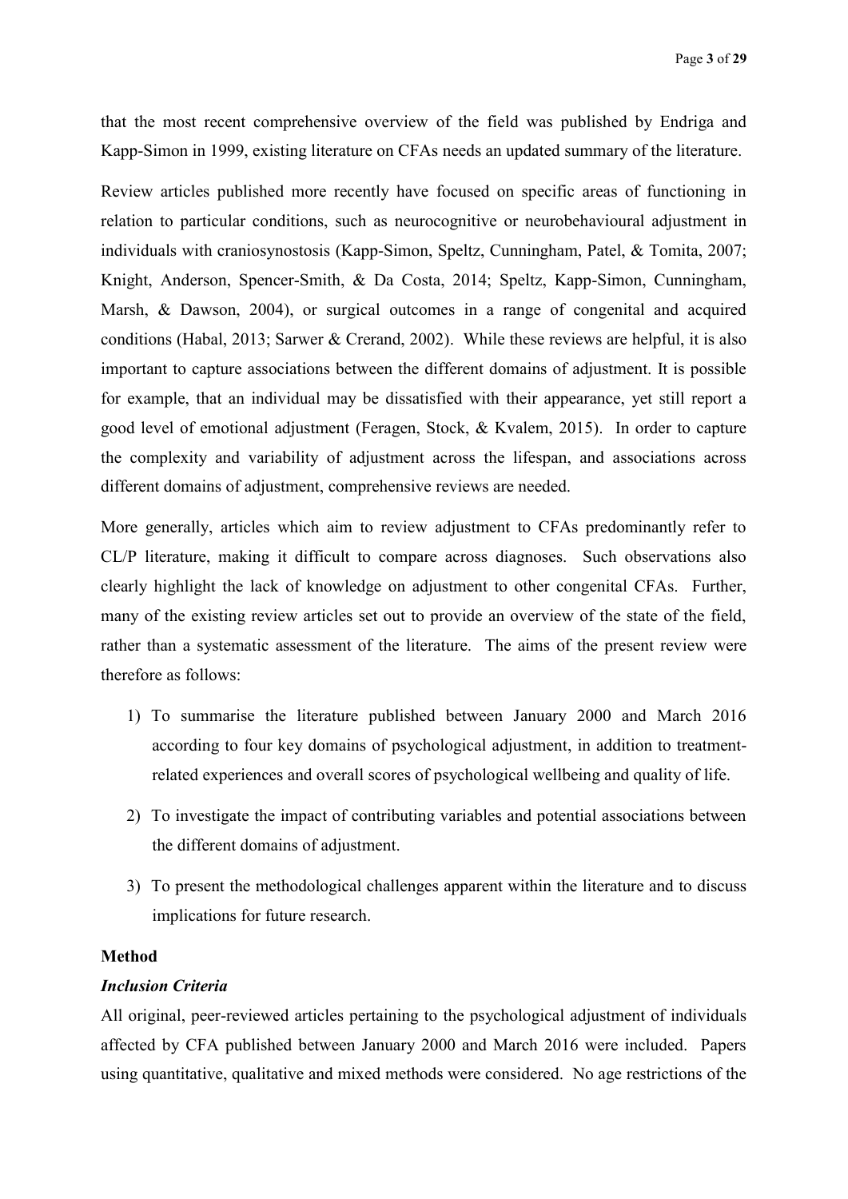that the most recent comprehensive overview of the field was published by Endriga and Kapp-Simon in 1999, existing literature on CFAs needs an updated summary of the literature.

Review articles published more recently have focused on specific areas of functioning in relation to particular conditions, such as neurocognitive or neurobehavioural adjustment in individuals with craniosynostosis (Kapp-Simon, Speltz, Cunningham, Patel, & Tomita, 2007; Knight, Anderson, Spencer-Smith, & Da Costa, 2014; Speltz, Kapp-Simon, Cunningham, Marsh, & Dawson, 2004), or surgical outcomes in a range of congenital and acquired conditions (Habal, 2013; Sarwer & Crerand, 2002). While these reviews are helpful, it is also important to capture associations between the different domains of adjustment. It is possible for example, that an individual may be dissatisfied with their appearance, yet still report a good level of emotional adjustment (Feragen, Stock, & Kvalem, 2015). In order to capture the complexity and variability of adjustment across the lifespan, and associations across different domains of adjustment, comprehensive reviews are needed.

More generally, articles which aim to review adjustment to CFAs predominantly refer to CL/P literature, making it difficult to compare across diagnoses. Such observations also clearly highlight the lack of knowledge on adjustment to other congenital CFAs. Further, many of the existing review articles set out to provide an overview of the state of the field, rather than a systematic assessment of the literature. The aims of the present review were therefore as follows:

1) To summarise the literature published between January 2000 and March 2016 according to four key domains of psychological adjustment, in addition to treatment-related experiences and overall scores of psychological wellbeing and quality of life.
2) To investigate the impact of contributing variables and potential associations between the different domains of adjustment.
3) To present the methodological challenges apparent within the literature and to discuss implications for future research.

## Method

### *Inclusion Criteria*

All original, peer-reviewed articles pertaining to the psychological adjustment of individuals affected by CFA published between January 2000 and March 2016 were included. Papers using quantitative, qualitative and mixed methods were considered. No age restrictions of the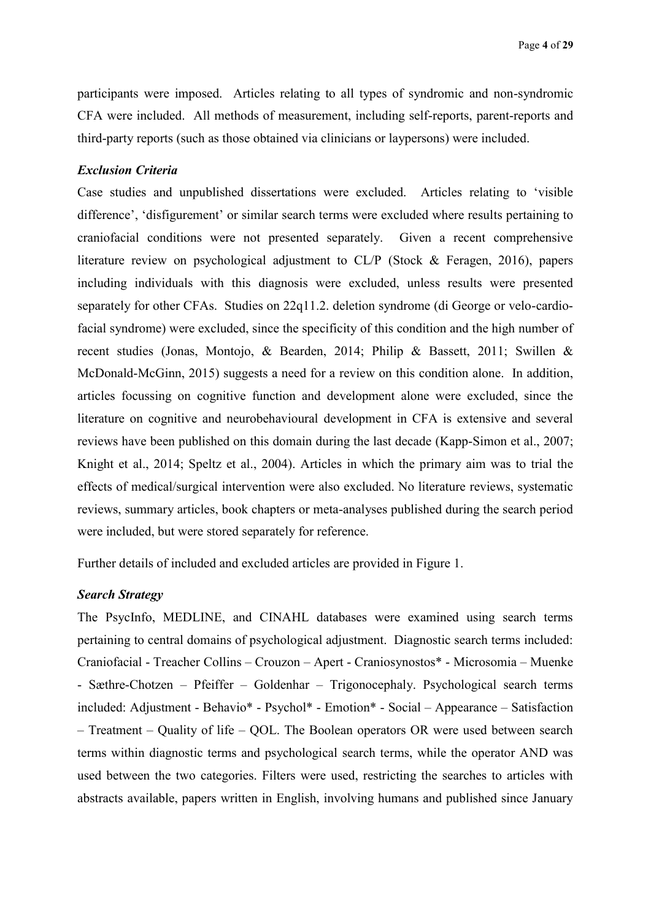participants were imposed. Articles relating to all types of syndromic and non-syndromic CFA were included. All methods of measurement, including self-reports, parent-reports and third-party reports (such as those obtained via clinicians or laypersons) were included.

### *Exclusion Criteria*

Case studies and unpublished dissertations were excluded. Articles relating to 'visible difference', 'disfigurement' or similar search terms were excluded where results pertaining to craniofacial conditions were not presented separately. Given a recent comprehensive literature review on psychological adjustment to CL/P (Stock & Feragen, 2016), papers including individuals with this diagnosis were excluded, unless results were presented separately for other CFAs. Studies on 22q11.2. deletion syndrome (di George or velo-cardio-facial syndrome) were excluded, since the specificity of this condition and the high number of recent studies (Jonas, Montojo, & Bearden, 2014; Philip & Bassett, 2011; Swillen & McDonald-McGinn, 2015) suggests a need for a review on this condition alone. In addition, articles focussing on cognitive function and development alone were excluded, since the literature on cognitive and neurobehavioural development in CFA is extensive and several reviews have been published on this domain during the last decade (Kapp-Simon et al., 2007; Knight et al., 2014; Speltz et al., 2004). Articles in which the primary aim was to trial the effects of medical/surgical intervention were also excluded. No literature reviews, systematic reviews, summary articles, book chapters or meta-analyses published during the search period were included, but were stored separately for reference.

Further details of included and excluded articles are provided in Figure 1.

### *Search Strategy*

The PsycInfo, MEDLINE, and CINAHL databases were examined using search terms pertaining to central domains of psychological adjustment. Diagnostic search terms included: Craniofacial - Treacher Collins – Crouzon – Apert - Craniosynostos* - Microsomia – Muenke - Sæthre-Chotzen – Pfeiffer – Goldenhar – Trigonocephaly. Psychological search terms included: Adjustment - Behavio* - Psychol* - Emotion* - Social – Appearance – Satisfaction – Treatment – Quality of life – QOL. The Boolean operators OR were used between search terms within diagnostic terms and psychological search terms, while the operator AND was used between the two categories. Filters were used, restricting the searches to articles with abstracts available, papers written in English, involving humans and published since January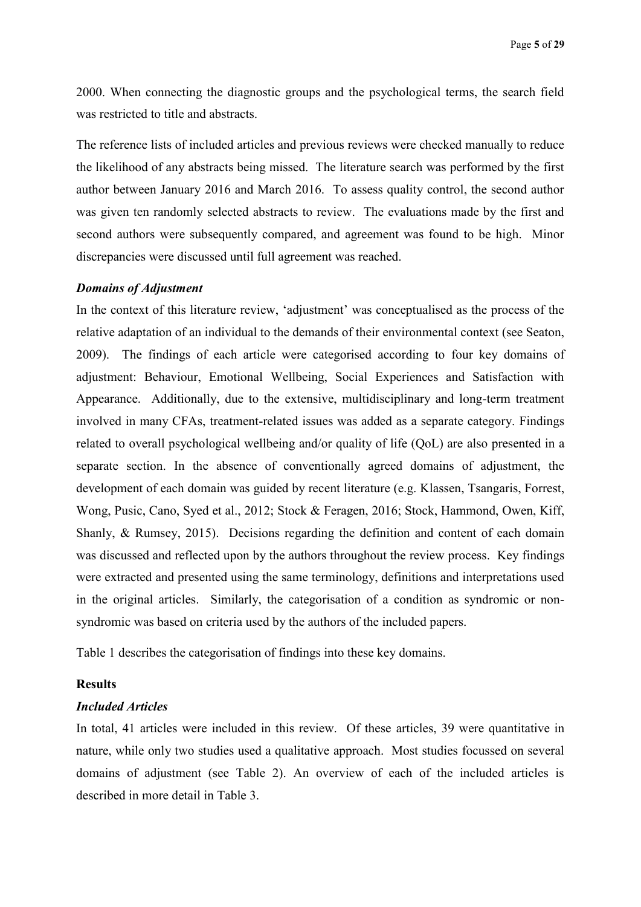2000. When connecting the diagnostic groups and the psychological terms, the search field was restricted to title and abstracts.

The reference lists of included articles and previous reviews were checked manually to reduce the likelihood of any abstracts being missed. The literature search was performed by the first author between January 2016 and March 2016. To assess quality control, the second author was given ten randomly selected abstracts to review. The evaluations made by the first and second authors were subsequently compared, and agreement was found to be high. Minor discrepancies were discussed until full agreement was reached.

### *Domains of Adjustment*

In the context of this literature review, 'adjustment' was conceptualised as the process of the relative adaptation of an individual to the demands of their environmental context (see Seaton, 2009). The findings of each article were categorised according to four key domains of adjustment: Behaviour, Emotional Wellbeing, Social Experiences and Satisfaction with Appearance. Additionally, due to the extensive, multidisciplinary and long-term treatment involved in many CFAs, treatment-related issues was added as a separate category. Findings related to overall psychological wellbeing and/or quality of life (QoL) are also presented in a separate section. In the absence of conventionally agreed domains of adjustment, the development of each domain was guided by recent literature (e.g. Klassen, Tsangaris, Forrest, Wong, Pusic, Cano, Syed et al., 2012; Stock & Feragen, 2016; Stock, Hammond, Owen, Kiff, Shanly, & Rumsey, 2015). Decisions regarding the definition and content of each domain was discussed and reflected upon by the authors throughout the review process. Key findings were extracted and presented using the same terminology, definitions and interpretations used in the original articles. Similarly, the categorisation of a condition as syndromic or non-syndromic was based on criteria used by the authors of the included papers.

Table 1 describes the categorisation of findings into these key domains.

## Results

### *Included Articles*

In total, 41 articles were included in this review. Of these articles, 39 were quantitative in nature, while only two studies used a qualitative approach. Most studies focussed on several domains of adjustment (see Table 2). An overview of each of the included articles is described in more detail in Table 3.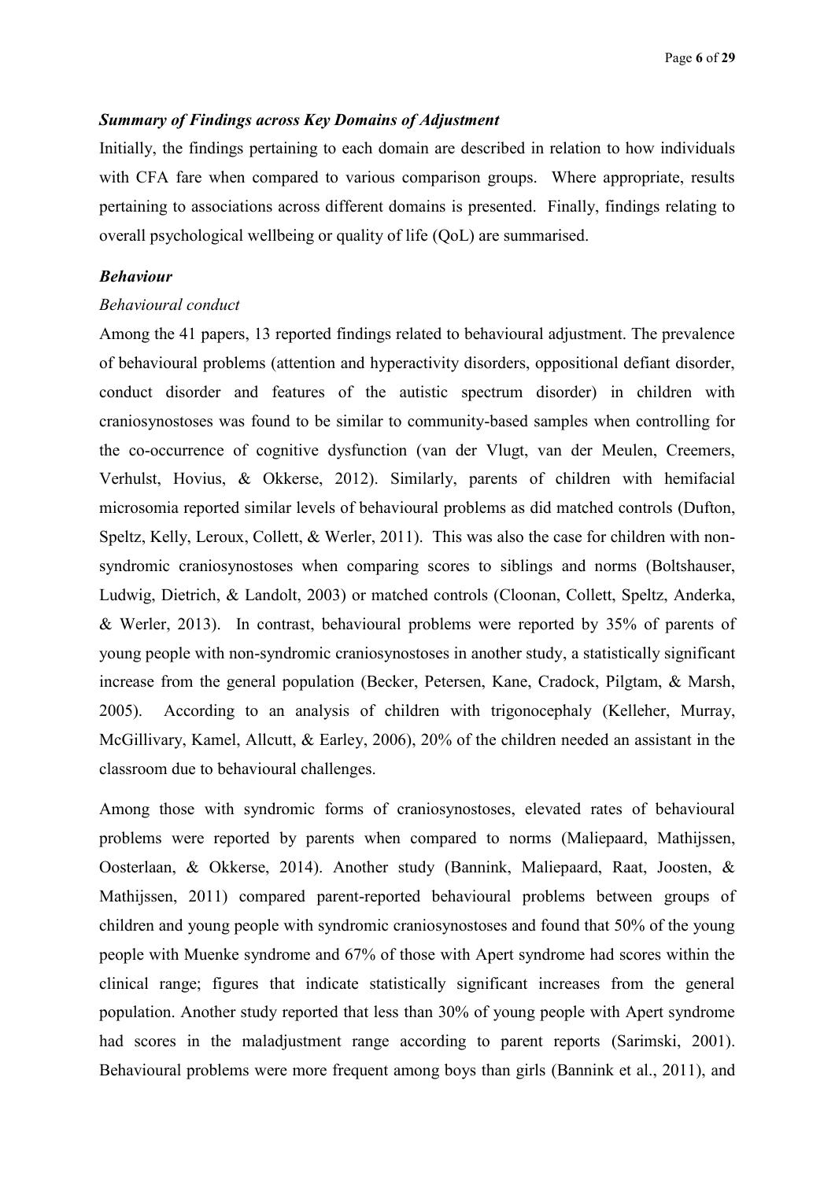### *Summary of Findings across Key Domains of Adjustment*

Initially, the findings pertaining to each domain are described in relation to how individuals with CFA fare when compared to various comparison groups. Where appropriate, results pertaining to associations across different domains is presented. Finally, findings relating to overall psychological wellbeing or quality of life (QoL) are summarised.

### *Behaviour*

*Behavioural conduct*

Among the 41 papers, 13 reported findings related to behavioural adjustment. The prevalence of behavioural problems (attention and hyperactivity disorders, oppositional defiant disorder, conduct disorder and features of the autistic spectrum disorder) in children with craniosynostoses was found to be similar to community-based samples when controlling for the co-occurrence of cognitive dysfunction (van der Vlugt, van der Meulen, Creemers, Verhulst, Hovius, & Okkerse, 2012). Similarly, parents of children with hemifacial microsomia reported similar levels of behavioural problems as did matched controls (Dufton, Speltz, Kelly, Leroux, Collett, & Werler, 2011). This was also the case for children with non-syndromic craniosynostoses when comparing scores to siblings and norms (Boltshauser, Ludwig, Dietrich, & Landolt, 2003) or matched controls (Cloonan, Collett, Speltz, Anderka, & Werler, 2013). In contrast, behavioural problems were reported by 35% of parents of young people with non-syndromic craniosynostoses in another study, a statistically significant increase from the general population (Becker, Petersen, Kane, Cradock, Pilgtam, & Marsh, 2005). According to an analysis of children with trigonocephaly (Kelleher, Murray, McGillivary, Kamel, Allcutt, & Earley, 2006), 20% of the children needed an assistant in the classroom due to behavioural challenges.

Among those with syndromic forms of craniosynostoses, elevated rates of behavioural problems were reported by parents when compared to norms (Maliepaard, Mathijssen, Oosterlaan, & Okkerse, 2014). Another study (Bannink, Maliepaard, Raat, Joosten, & Mathijssen, 2011) compared parent-reported behavioural problems between groups of children and young people with syndromic craniosynostoses and found that 50% of the young people with Muenke syndrome and 67% of those with Apert syndrome had scores within the clinical range; figures that indicate statistically significant increases from the general population. Another study reported that less than 30% of young people with Apert syndrome had scores in the maladjustment range according to parent reports (Sarimski, 2001). Behavioural problems were more frequent among boys than girls (Bannink et al., 2011), and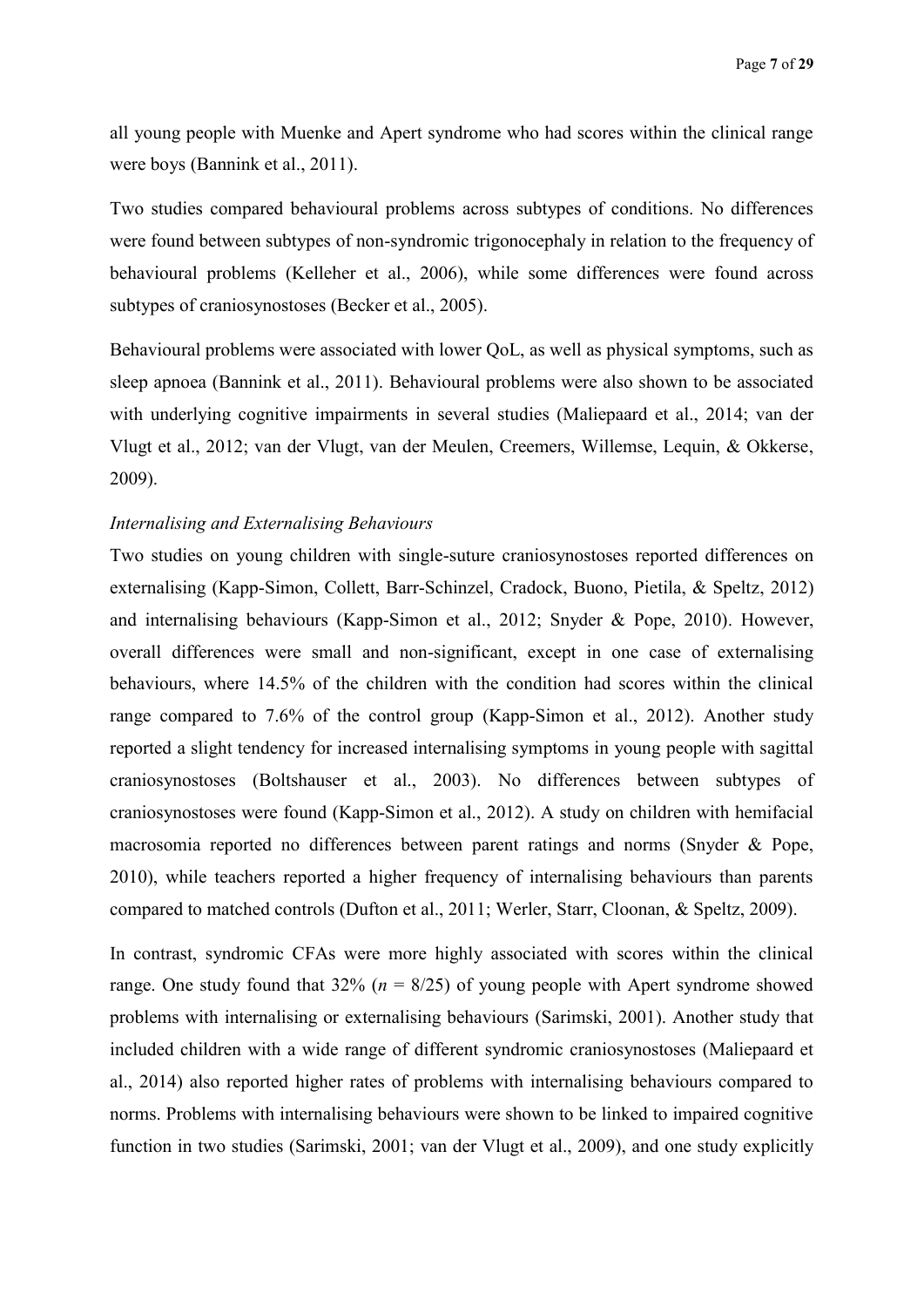all young people with Muenke and Apert syndrome who had scores within the clinical range were boys (Bannink et al., 2011).

Two studies compared behavioural problems across subtypes of conditions. No differences were found between subtypes of non-syndromic trigonocephaly in relation to the frequency of behavioural problems (Kelleher et al., 2006), while some differences were found across subtypes of craniosynostoses (Becker et al., 2005).

Behavioural problems were associated with lower QoL, as well as physical symptoms, such as sleep apnoea (Bannink et al., 2011). Behavioural problems were also shown to be associated with underlying cognitive impairments in several studies (Maliepaard et al., 2014; van der Vlugt et al., 2012; van der Vlugt, van der Meulen, Creemers, Willemse, Lequin, & Okkerse, 2009).

*Internalising and Externalising Behaviours*

Two studies on young children with single-suture craniosynostoses reported differences on externalising (Kapp-Simon, Collett, Barr-Schinzel, Cradock, Buono, Pietila, & Speltz, 2012) and internalising behaviours (Kapp-Simon et al., 2012; Snyder & Pope, 2010). However, overall differences were small and non-significant, except in one case of externalising behaviours, where 14.5% of the children with the condition had scores within the clinical range compared to 7.6% of the control group (Kapp-Simon et al., 2012). Another study reported a slight tendency for increased internalising symptoms in young people with sagittal craniosynostoses (Boltshauser et al., 2003). No differences between subtypes of craniosynostoses were found (Kapp-Simon et al., 2012). A study on children with hemifacial macrosomia reported no differences between parent ratings and norms (Snyder & Pope, 2010), while teachers reported a higher frequency of internalising behaviours than parents compared to matched controls (Dufton et al., 2011; Werler, Starr, Cloonan, & Speltz, 2009).

In contrast, syndromic CFAs were more highly associated with scores within the clinical range. One study found that 32% ($n$ = 8/25) of young people with Apert syndrome showed problems with internalising or externalising behaviours (Sarimski, 2001). Another study that included children with a wide range of different syndromic craniosynostoses (Maliepaard et al., 2014) also reported higher rates of problems with internalising behaviours compared to norms. Problems with internalising behaviours were shown to be linked to impaired cognitive function in two studies (Sarimski, 2001; van der Vlugt et al., 2009), and one study explicitly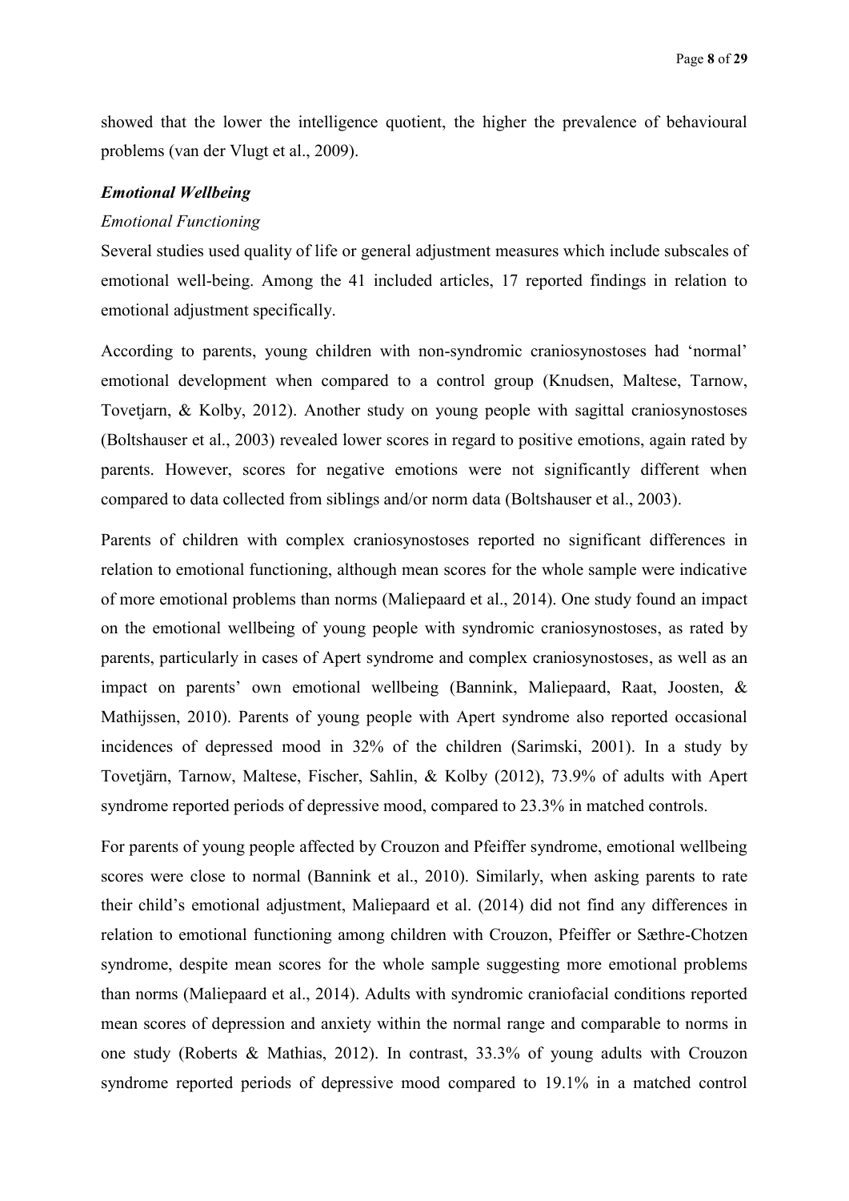showed that the lower the intelligence quotient, the higher the prevalence of behavioural problems (van der Vlugt et al., 2009).

### *Emotional Wellbeing*

#### *Emotional Functioning*

Several studies used quality of life or general adjustment measures which include subscales of emotional well-being. Among the 41 included articles, 17 reported findings in relation to emotional adjustment specifically.

According to parents, young children with non-syndromic craniosynostoses had 'normal' emotional development when compared to a control group (Knudsen, Maltese, Tarnow, Tovetjarn, & Kolby, 2012). Another study on young people with sagittal craniosynostoses (Boltshauser et al., 2003) revealed lower scores in regard to positive emotions, again rated by parents. However, scores for negative emotions were not significantly different when compared to data collected from siblings and/or norm data (Boltshauser et al., 2003).

Parents of children with complex craniosynostoses reported no significant differences in relation to emotional functioning, although mean scores for the whole sample were indicative of more emotional problems than norms (Maliepaard et al., 2014). One study found an impact on the emotional wellbeing of young people with syndromic craniosynostoses, as rated by parents, particularly in cases of Apert syndrome and complex craniosynostoses, as well as an impact on parents' own emotional wellbeing (Bannink, Maliepaard, Raat, Joosten, & Mathijssen, 2010). Parents of young people with Apert syndrome also reported occasional incidences of depressed mood in 32% of the children (Sarimski, 2001). In a study by Tovetjärn, Tarnow, Maltese, Fischer, Sahlin, & Kolby (2012), 73.9% of adults with Apert syndrome reported periods of depressive mood, compared to 23.3% in matched controls.

For parents of young people affected by Crouzon and Pfeiffer syndrome, emotional wellbeing scores were close to normal (Bannink et al., 2010). Similarly, when asking parents to rate their child's emotional adjustment, Maliepaard et al. (2014) did not find any differences in relation to emotional functioning among children with Crouzon, Pfeiffer or Sæthre-Chotzen syndrome, despite mean scores for the whole sample suggesting more emotional problems than norms (Maliepaard et al., 2014). Adults with syndromic craniofacial conditions reported mean scores of depression and anxiety within the normal range and comparable to norms in one study (Roberts & Mathias, 2012). In contrast, 33.3% of young adults with Crouzon syndrome reported periods of depressive mood compared to 19.1% in a matched control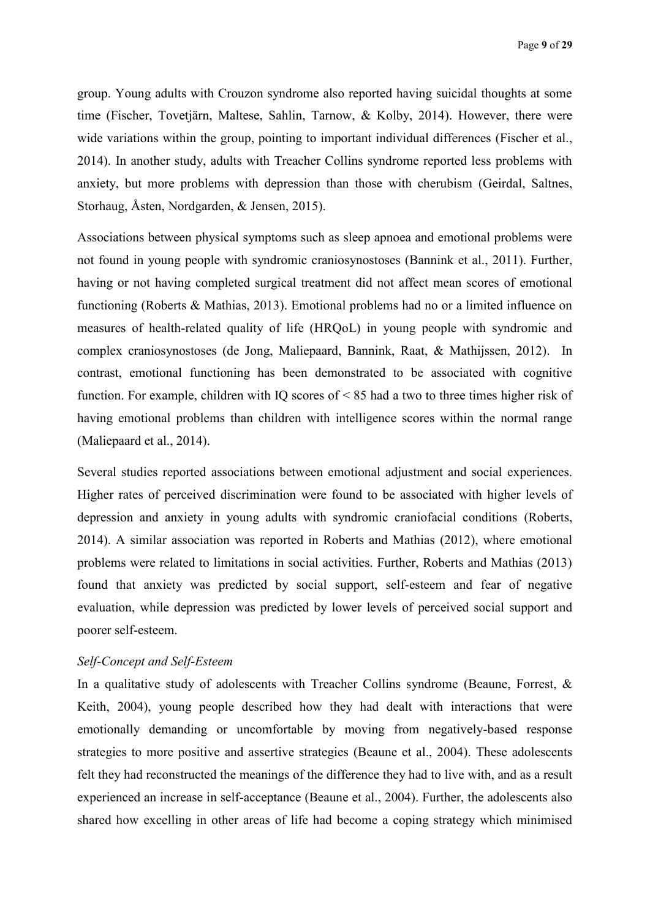group. Young adults with Crouzon syndrome also reported having suicidal thoughts at some time (Fischer, Tovetjärn, Maltese, Sahlin, Tarnow, & Kolby, 2014). However, there were wide variations within the group, pointing to important individual differences (Fischer et al., 2014). In another study, adults with Treacher Collins syndrome reported less problems with anxiety, but more problems with depression than those with cherubism (Geirdal, Saltnes, Storhaug, Åsten, Nordgarden, & Jensen, 2015).

Associations between physical symptoms such as sleep apnoea and emotional problems were not found in young people with syndromic craniosynostoses (Bannink et al., 2011). Further, having or not having completed surgical treatment did not affect mean scores of emotional functioning (Roberts & Mathias, 2013). Emotional problems had no or a limited influence on measures of health-related quality of life (HRQoL) in young people with syndromic and complex craniosynostoses (de Jong, Maliepaard, Bannink, Raat, & Mathijssen, 2012). In contrast, emotional functioning has been demonstrated to be associated with cognitive function. For example, children with IQ scores of < 85 had a two to three times higher risk of having emotional problems than children with intelligence scores within the normal range (Maliepaard et al., 2014).

Several studies reported associations between emotional adjustment and social experiences. Higher rates of perceived discrimination were found to be associated with higher levels of depression and anxiety in young adults with syndromic craniofacial conditions (Roberts, 2014). A similar association was reported in Roberts and Mathias (2012), where emotional problems were related to limitations in social activities. Further, Roberts and Mathias (2013) found that anxiety was predicted by social support, self-esteem and fear of negative evaluation, while depression was predicted by lower levels of perceived social support and poorer self-esteem.

*Self-Concept and Self-Esteem*

In a qualitative study of adolescents with Treacher Collins syndrome (Beaune, Forrest, & Keith, 2004), young people described how they had dealt with interactions that were emotionally demanding or uncomfortable by moving from negatively-based response strategies to more positive and assertive strategies (Beaune et al., 2004). These adolescents felt they had reconstructed the meanings of the difference they had to live with, and as a result experienced an increase in self-acceptance (Beaune et al., 2004). Further, the adolescents also shared how excelling in other areas of life had become a coping strategy which minimised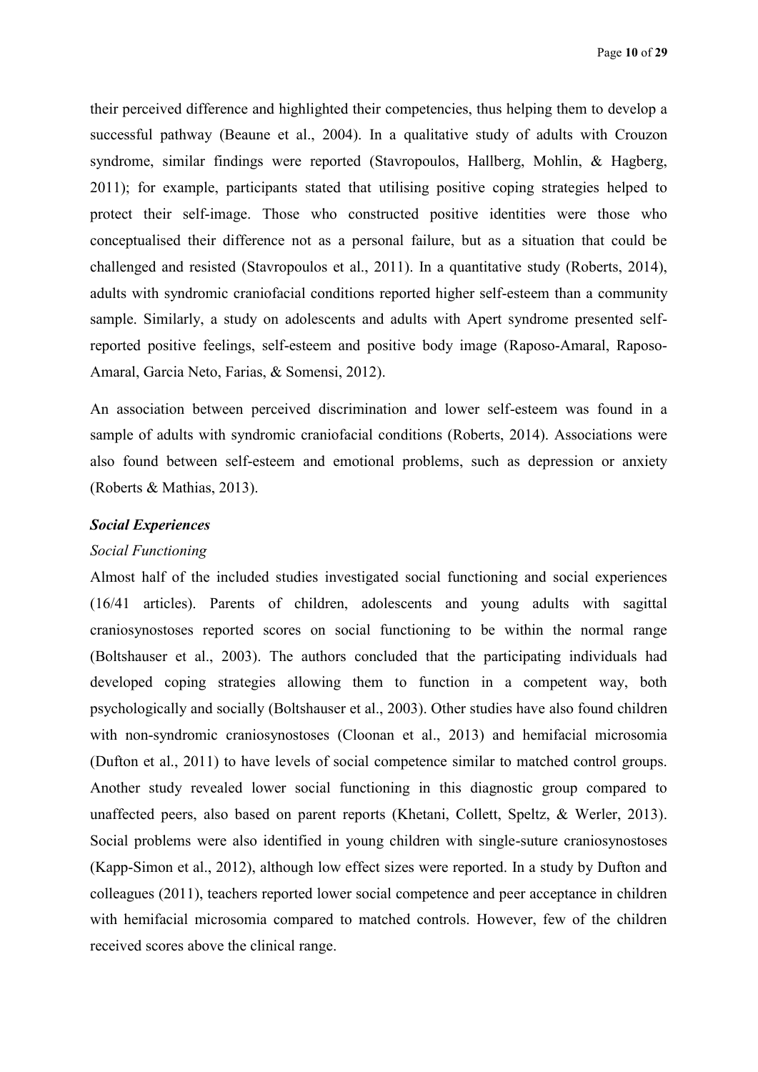their perceived difference and highlighted their competencies, thus helping them to develop a successful pathway (Beaune et al., 2004). In a qualitative study of adults with Crouzon syndrome, similar findings were reported (Stavropoulos, Hallberg, Mohlin, & Hagberg, 2011); for example, participants stated that utilising positive coping strategies helped to protect their self-image. Those who constructed positive identities were those who conceptualised their difference not as a personal failure, but as a situation that could be challenged and resisted (Stavropoulos et al., 2011). In a quantitative study (Roberts, 2014), adults with syndromic craniofacial conditions reported higher self-esteem than a community sample. Similarly, a study on adolescents and adults with Apert syndrome presented self-reported positive feelings, self-esteem and positive body image (Raposo-Amaral, Raposo-Amaral, Garcia Neto, Farias, & Somensi, 2012).

An association between perceived discrimination and lower self-esteem was found in a sample of adults with syndromic craniofacial conditions (Roberts, 2014). Associations were also found between self-esteem and emotional problems, such as depression or anxiety (Roberts & Mathias, 2013).

### *Social Experiences*

#### *Social Functioning*

Almost half of the included studies investigated social functioning and social experiences (16/41 articles). Parents of children, adolescents and young adults with sagittal craniosynostoses reported scores on social functioning to be within the normal range (Boltshauser et al., 2003). The authors concluded that the participating individuals had developed coping strategies allowing them to function in a competent way, both psychologically and socially (Boltshauser et al., 2003). Other studies have also found children with non-syndromic craniosynostoses (Cloonan et al., 2013) and hemifacial microsomia (Dufton et al., 2011) to have levels of social competence similar to matched control groups. Another study revealed lower social functioning in this diagnostic group compared to unaffected peers, also based on parent reports (Khetani, Collett, Speltz, & Werler, 2013). Social problems were also identified in young children with single-suture craniosynostoses (Kapp-Simon et al., 2012), although low effect sizes were reported. In a study by Dufton and colleagues (2011), teachers reported lower social competence and peer acceptance in children with hemifacial microsomia compared to matched controls. However, few of the children received scores above the clinical range.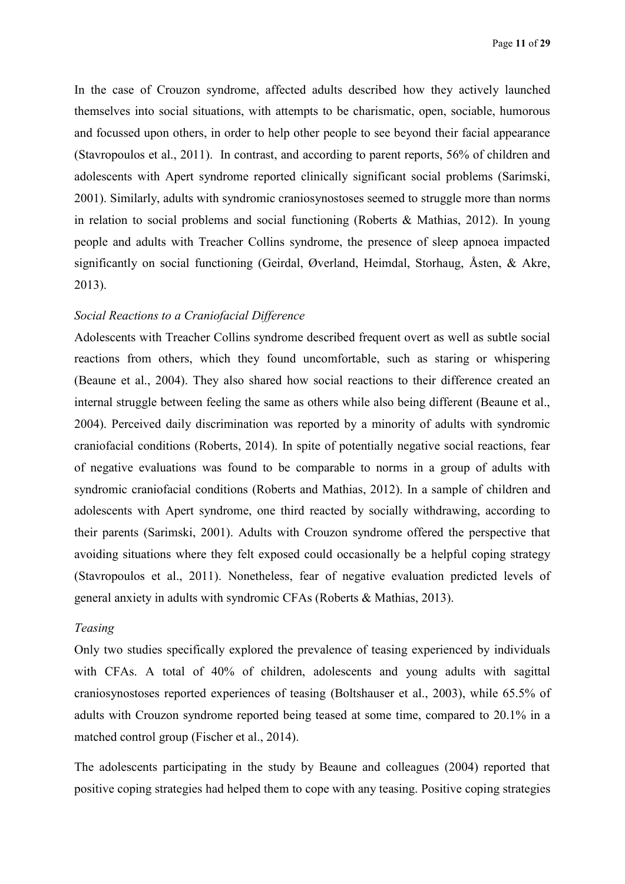In the case of Crouzon syndrome, affected adults described how they actively launched themselves into social situations, with attempts to be charismatic, open, sociable, humorous and focussed upon others, in order to help other people to see beyond their facial appearance (Stavropoulos et al., 2011). In contrast, and according to parent reports, 56% of children and adolescents with Apert syndrome reported clinically significant social problems (Sarimski, 2001). Similarly, adults with syndromic craniosynostoses seemed to struggle more than norms in relation to social problems and social functioning (Roberts & Mathias, 2012). In young people and adults with Treacher Collins syndrome, the presence of sleep apnoea impacted significantly on social functioning (Geirdal, Øverland, Heimdal, Storhaug, Åsten, & Akre, 2013).

*Social Reactions to a Craniofacial Difference*

Adolescents with Treacher Collins syndrome described frequent overt as well as subtle social reactions from others, which they found uncomfortable, such as staring or whispering (Beaune et al., 2004). They also shared how social reactions to their difference created an internal struggle between feeling the same as others while also being different (Beaune et al., 2004). Perceived daily discrimination was reported by a minority of adults with syndromic craniofacial conditions (Roberts, 2014). In spite of potentially negative social reactions, fear of negative evaluations was found to be comparable to norms in a group of adults with syndromic craniofacial conditions (Roberts and Mathias, 2012). In a sample of children and adolescents with Apert syndrome, one third reacted by socially withdrawing, according to their parents (Sarimski, 2001). Adults with Crouzon syndrome offered the perspective that avoiding situations where they felt exposed could occasionally be a helpful coping strategy (Stavropoulos et al., 2011). Nonetheless, fear of negative evaluation predicted levels of general anxiety in adults with syndromic CFAs (Roberts & Mathias, 2013).

*Teasing*

Only two studies specifically explored the prevalence of teasing experienced by individuals with CFAs. A total of 40% of children, adolescents and young adults with sagittal craniosynostoses reported experiences of teasing (Boltshauser et al., 2003), while 65.5% of adults with Crouzon syndrome reported being teased at some time, compared to 20.1% in a matched control group (Fischer et al., 2014).

The adolescents participating in the study by Beaune and colleagues (2004) reported that positive coping strategies had helped them to cope with any teasing. Positive coping strategies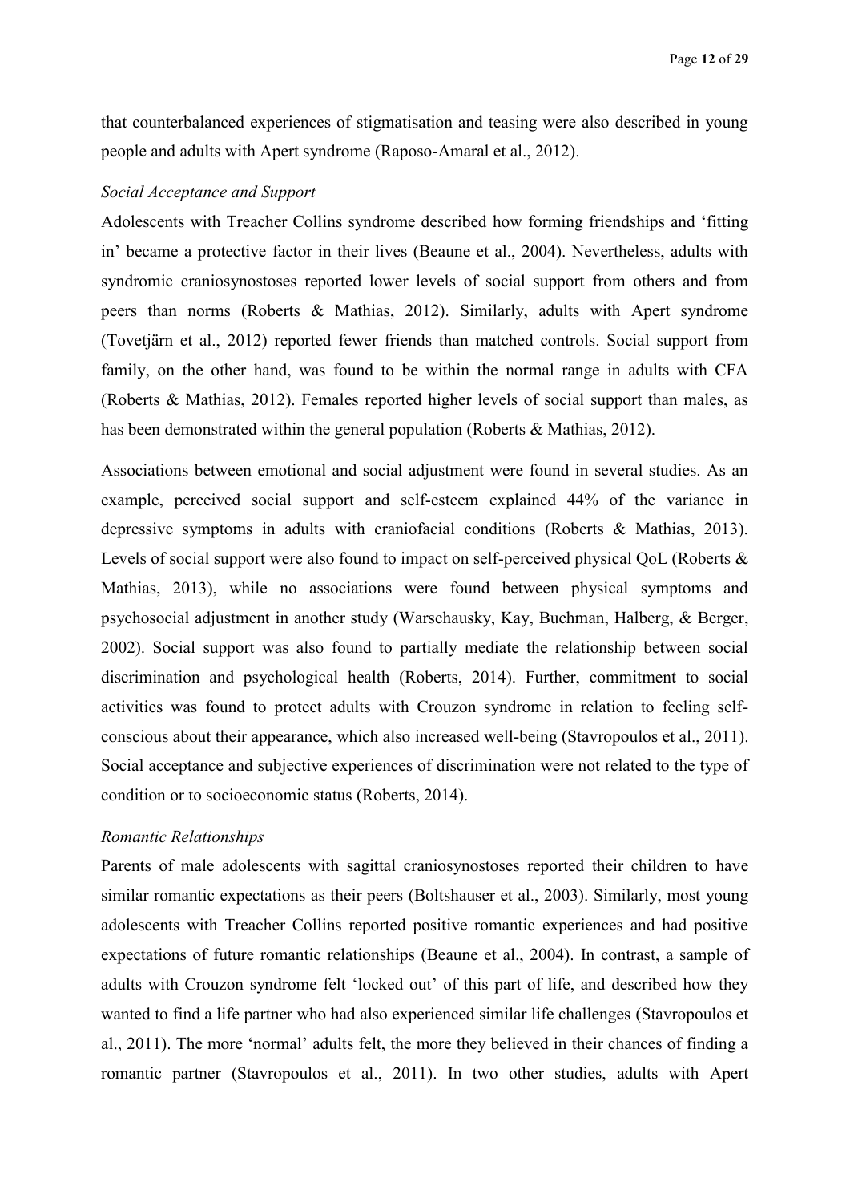that counterbalanced experiences of stigmatisation and teasing were also described in young people and adults with Apert syndrome (Raposo-Amaral et al., 2012).

### *Social Acceptance and Support*

Adolescents with Treacher Collins syndrome described how forming friendships and 'fitting in' became a protective factor in their lives (Beaune et al., 2004). Nevertheless, adults with syndromic craniosynostoses reported lower levels of social support from others and from peers than norms (Roberts & Mathias, 2012). Similarly, adults with Apert syndrome (Tovetjärn et al., 2012) reported fewer friends than matched controls. Social support from family, on the other hand, was found to be within the normal range in adults with CFA (Roberts & Mathias, 2012). Females reported higher levels of social support than males, as has been demonstrated within the general population (Roberts & Mathias, 2012).

Associations between emotional and social adjustment were found in several studies. As an example, perceived social support and self-esteem explained 44% of the variance in depressive symptoms in adults with craniofacial conditions (Roberts & Mathias, 2013). Levels of social support were also found to impact on self-perceived physical QoL (Roberts & Mathias, 2013), while no associations were found between physical symptoms and psychosocial adjustment in another study (Warschausky, Kay, Buchman, Halberg, & Berger, 2002). Social support was also found to partially mediate the relationship between social discrimination and psychological health (Roberts, 2014). Further, commitment to social activities was found to protect adults with Crouzon syndrome in relation to feeling self-conscious about their appearance, which also increased well-being (Stavropoulos et al., 2011). Social acceptance and subjective experiences of discrimination were not related to the type of condition or to socioeconomic status (Roberts, 2014).

### *Romantic Relationships*

Parents of male adolescents with sagittal craniosynostoses reported their children to have similar romantic expectations as their peers (Boltshauser et al., 2003). Similarly, most young adolescents with Treacher Collins reported positive romantic experiences and had positive expectations of future romantic relationships (Beaune et al., 2004). In contrast, a sample of adults with Crouzon syndrome felt 'locked out' of this part of life, and described how they wanted to find a life partner who had also experienced similar life challenges (Stavropoulos et al., 2011). The more 'normal' adults felt, the more they believed in their chances of finding a romantic partner (Stavropoulos et al., 2011). In two other studies, adults with Apert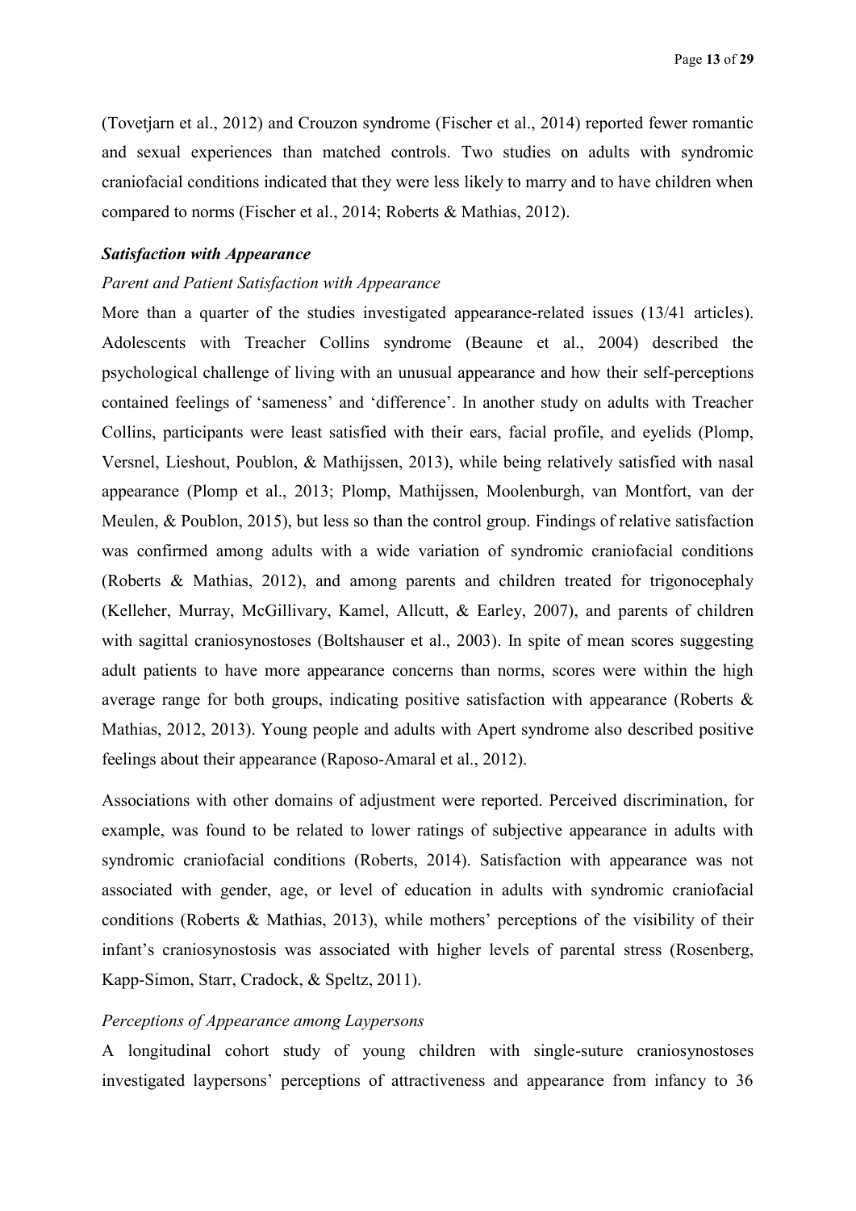(Tovetjarn et al., 2012) and Crouzon syndrome (Fischer et al., 2014) reported fewer romantic and sexual experiences than matched controls. Two studies on adults with syndromic craniofacial conditions indicated that they were less likely to marry and to have children when compared to norms (Fischer et al., 2014; Roberts & Mathias, 2012).

### ***Satisfaction with Appearance***

#### *Parent and Patient Satisfaction with Appearance*

More than a quarter of the studies investigated appearance-related issues (13/41 articles). Adolescents with Treacher Collins syndrome (Beaune et al., 2004) described the psychological challenge of living with an unusual appearance and how their self-perceptions contained feelings of 'sameness' and 'difference'. In another study on adults with Treacher Collins, participants were least satisfied with their ears, facial profile, and eyelids (Plomp, Versnel, Lieshout, Poublon, & Mathijssen, 2013), while being relatively satisfied with nasal appearance (Plomp et al., 2013; Plomp, Mathijssen, Moolenburgh, van Montfort, van der Meulen, & Poublon, 2015), but less so than the control group. Findings of relative satisfaction was confirmed among adults with a wide variation of syndromic craniofacial conditions (Roberts & Mathias, 2012), and among parents and children treated for trigonocephaly (Kelleher, Murray, McGillivary, Kamel, Allcutt, & Earley, 2007), and parents of children with sagittal craniosynostoses (Boltshauser et al., 2003). In spite of mean scores suggesting adult patients to have more appearance concerns than norms, scores were within the high average range for both groups, indicating positive satisfaction with appearance (Roberts & Mathias, 2012, 2013). Young people and adults with Apert syndrome also described positive feelings about their appearance (Raposo-Amaral et al., 2012).

Associations with other domains of adjustment were reported. Perceived discrimination, for example, was found to be related to lower ratings of subjective appearance in adults with syndromic craniofacial conditions (Roberts, 2014). Satisfaction with appearance was not associated with gender, age, or level of education in adults with syndromic craniofacial conditions (Roberts & Mathias, 2013), while mothers' perceptions of the visibility of their infant's craniosynostosis was associated with higher levels of parental stress (Rosenberg, Kapp-Simon, Starr, Cradock, & Speltz, 2011).

#### *Perceptions of Appearance among Laypersons*

A longitudinal cohort study of young children with single-suture craniosynostoses investigated laypersons' perceptions of attractiveness and appearance from infancy to 36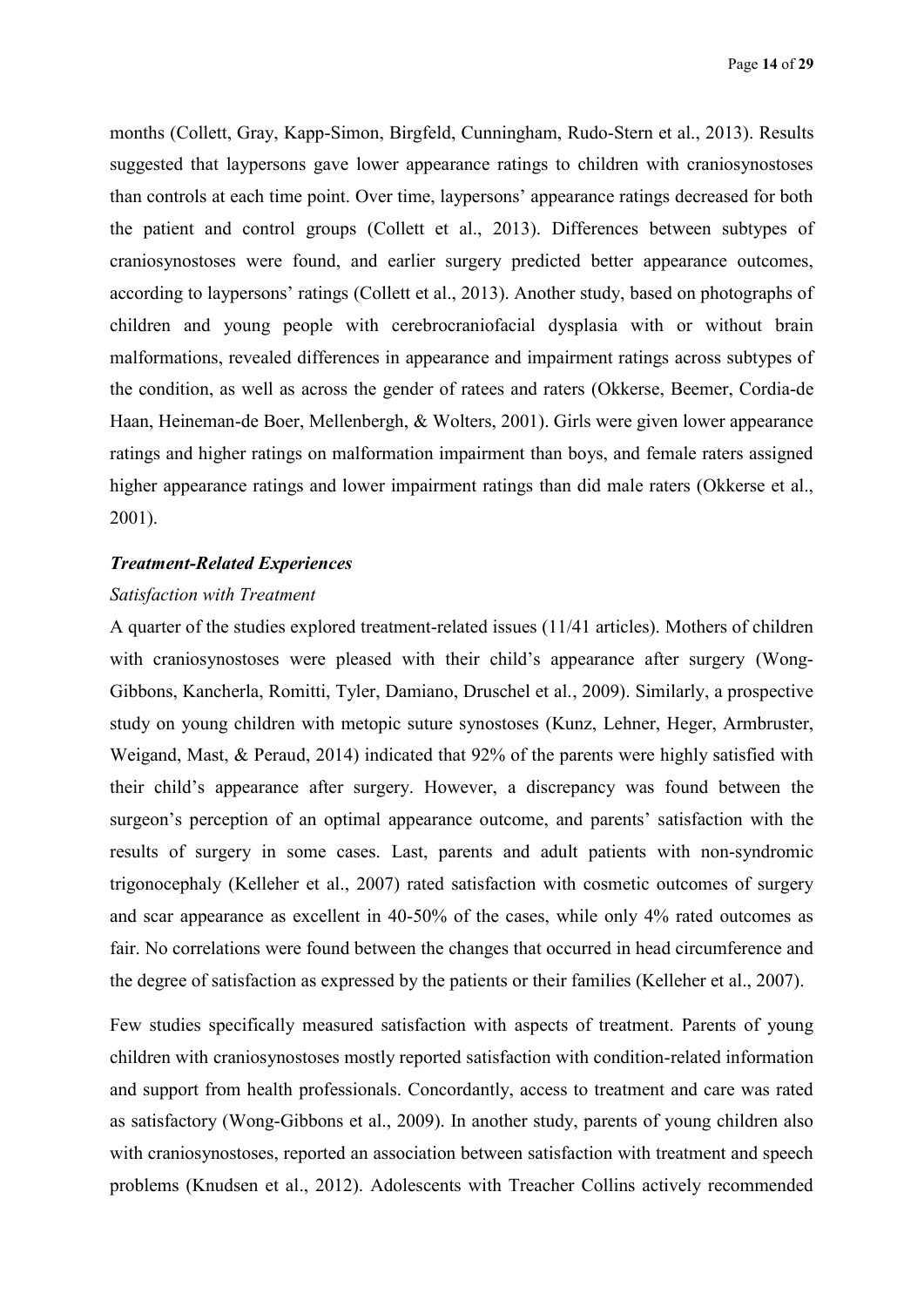months (Collett, Gray, Kapp-Simon, Birgfeld, Cunningham, Rudo-Stern et al., 2013). Results suggested that laypersons gave lower appearance ratings to children with craniosynostoses than controls at each time point. Over time, laypersons' appearance ratings decreased for both the patient and control groups (Collett et al., 2013). Differences between subtypes of craniosynostoses were found, and earlier surgery predicted better appearance outcomes, according to laypersons' ratings (Collett et al., 2013). Another study, based on photographs of children and young people with cerebrocraniofacial dysplasia with or without brain malformations, revealed differences in appearance and impairment ratings across subtypes of the condition, as well as across the gender of ratees and raters (Okkerse, Beemer, Cordia-de Haan, Heineman-de Boer, Mellenbergh, & Wolters, 2001). Girls were given lower appearance ratings and higher ratings on malformation impairment than boys, and female raters assigned higher appearance ratings and lower impairment ratings than did male raters (Okkerse et al., 2001).

### ***Treatment-Related Experiences***

#### *Satisfaction with Treatment*

A quarter of the studies explored treatment-related issues (11/41 articles). Mothers of children with craniosynostoses were pleased with their child's appearance after surgery (Wong-Gibbons, Kancherla, Romitti, Tyler, Damiano, Druschel et al., 2009). Similarly, a prospective study on young children with metopic suture synostoses (Kunz, Lehner, Heger, Armbruster, Weigand, Mast, & Peraud, 2014) indicated that 92% of the parents were highly satisfied with their child's appearance after surgery. However, a discrepancy was found between the surgeon's perception of an optimal appearance outcome, and parents' satisfaction with the results of surgery in some cases. Last, parents and adult patients with non-syndromic trigonocephaly (Kelleher et al., 2007) rated satisfaction with cosmetic outcomes of surgery and scar appearance as excellent in 40-50% of the cases, while only 4% rated outcomes as fair. No correlations were found between the changes that occurred in head circumference and the degree of satisfaction as expressed by the patients or their families (Kelleher et al., 2007).

Few studies specifically measured satisfaction with aspects of treatment. Parents of young children with craniosynostoses mostly reported satisfaction with condition-related information and support from health professionals. Concordantly, access to treatment and care was rated as satisfactory (Wong-Gibbons et al., 2009). In another study, parents of young children also with craniosynostoses, reported an association between satisfaction with treatment and speech problems (Knudsen et al., 2012). Adolescents with Treacher Collins actively recommended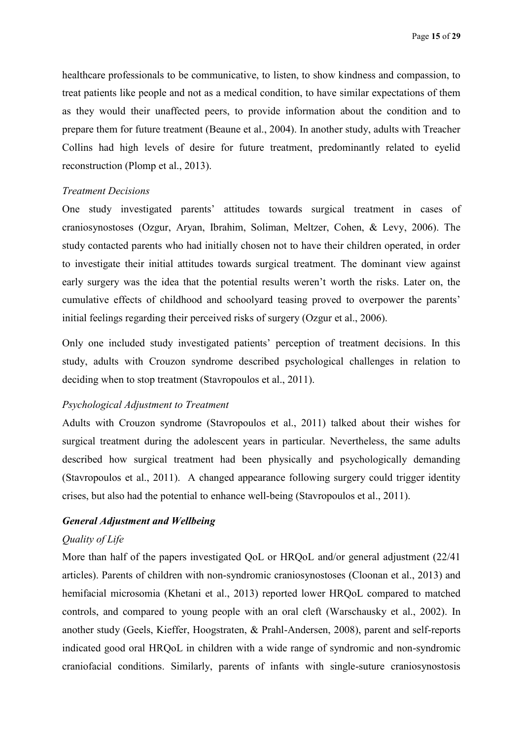healthcare professionals to be communicative, to listen, to show kindness and compassion, to treat patients like people and not as a medical condition, to have similar expectations of them as they would their unaffected peers, to provide information about the condition and to prepare them for future treatment (Beaune et al., 2004). In another study, adults with Treacher Collins had high levels of desire for future treatment, predominantly related to eyelid reconstruction (Plomp et al., 2013).

*Treatment Decisions*

One study investigated parents' attitudes towards surgical treatment in cases of craniosynostoses (Ozgur, Aryan, Ibrahim, Soliman, Meltzer, Cohen, & Levy, 2006). The study contacted parents who had initially chosen not to have their children operated, in order to investigate their initial attitudes towards surgical treatment. The dominant view against early surgery was the idea that the potential results weren't worth the risks. Later on, the cumulative effects of childhood and schoolyard teasing proved to overpower the parents' initial feelings regarding their perceived risks of surgery (Ozgur et al., 2006).

Only one included study investigated patients' perception of treatment decisions. In this study, adults with Crouzon syndrome described psychological challenges in relation to deciding when to stop treatment (Stavropoulos et al., 2011).

*Psychological Adjustment to Treatment*

Adults with Crouzon syndrome (Stavropoulos et al., 2011) talked about their wishes for surgical treatment during the adolescent years in particular. Nevertheless, the same adults described how surgical treatment had been physically and psychologically demanding (Stavropoulos et al., 2011). A changed appearance following surgery could trigger identity crises, but also had the potential to enhance well-being (Stavropoulos et al., 2011).

***General Adjustment and Wellbeing***

*Quality of Life*

More than half of the papers investigated QoL or HRQoL and/or general adjustment (22/41 articles). Parents of children with non-syndromic craniosynostoses (Cloonan et al., 2013) and hemifacial microsomia (Khetani et al., 2013) reported lower HRQoL compared to matched controls, and compared to young people with an oral cleft (Warschausky et al., 2002). In another study (Geels, Kieffer, Hoogstraten, & Prahl-Andersen, 2008), parent and self-reports indicated good oral HRQoL in children with a wide range of syndromic and non-syndromic craniofacial conditions. Similarly, parents of infants with single-suture craniosynostosis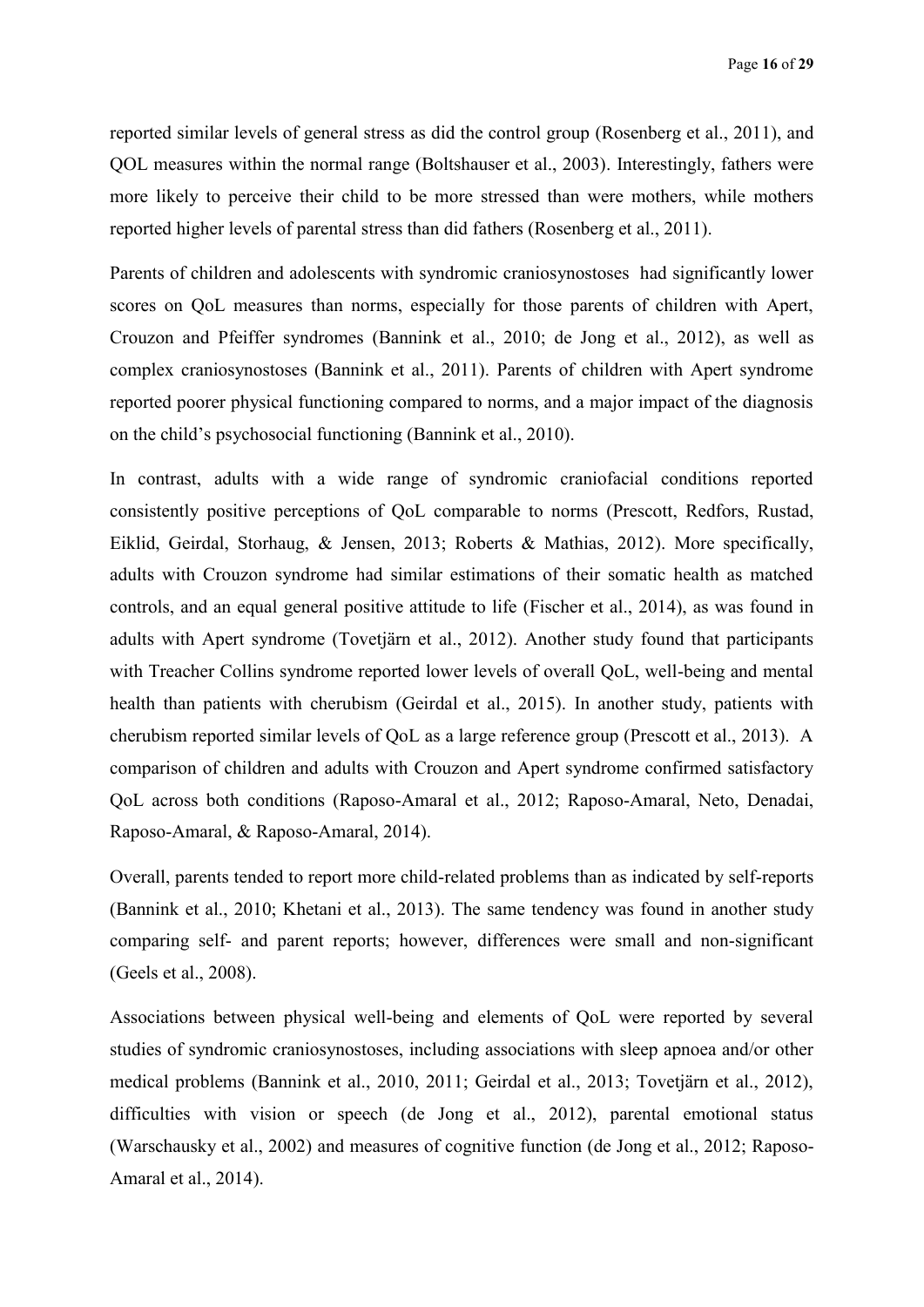reported similar levels of general stress as did the control group (Rosenberg et al., 2011), and QOL measures within the normal range (Boltshauser et al., 2003). Interestingly, fathers were more likely to perceive their child to be more stressed than were mothers, while mothers reported higher levels of parental stress than did fathers (Rosenberg et al., 2011).

Parents of children and adolescents with syndromic craniosynostoses had significantly lower scores on QoL measures than norms, especially for those parents of children with Apert, Crouzon and Pfeiffer syndromes (Bannink et al., 2010; de Jong et al., 2012), as well as complex craniosynostoses (Bannink et al., 2011). Parents of children with Apert syndrome reported poorer physical functioning compared to norms, and a major impact of the diagnosis on the child's psychosocial functioning (Bannink et al., 2010).

In contrast, adults with a wide range of syndromic craniofacial conditions reported consistently positive perceptions of QoL comparable to norms (Prescott, Redfors, Rustad, Eiklid, Geirdal, Storhaug, & Jensen, 2013; Roberts & Mathias, 2012). More specifically, adults with Crouzon syndrome had similar estimations of their somatic health as matched controls, and an equal general positive attitude to life (Fischer et al., 2014), as was found in adults with Apert syndrome (Tovetjärn et al., 2012). Another study found that participants with Treacher Collins syndrome reported lower levels of overall QoL, well-being and mental health than patients with cherubism (Geirdal et al., 2015). In another study, patients with cherubism reported similar levels of QoL as a large reference group (Prescott et al., 2013). A comparison of children and adults with Crouzon and Apert syndrome confirmed satisfactory QoL across both conditions (Raposo-Amaral et al., 2012; Raposo-Amaral, Neto, Denadai, Raposo-Amaral, & Raposo-Amaral, 2014).

Overall, parents tended to report more child-related problems than as indicated by self-reports (Bannink et al., 2010; Khetani et al., 2013). The same tendency was found in another study comparing self- and parent reports; however, differences were small and non-significant (Geels et al., 2008).

Associations between physical well-being and elements of QoL were reported by several studies of syndromic craniosynostoses, including associations with sleep apnoea and/or other medical problems (Bannink et al., 2010, 2011; Geirdal et al., 2013; Tovetjärn et al., 2012), difficulties with vision or speech (de Jong et al., 2012), parental emotional status (Warschausky et al., 2002) and measures of cognitive function (de Jong et al., 2012; Raposo-Amaral et al., 2014).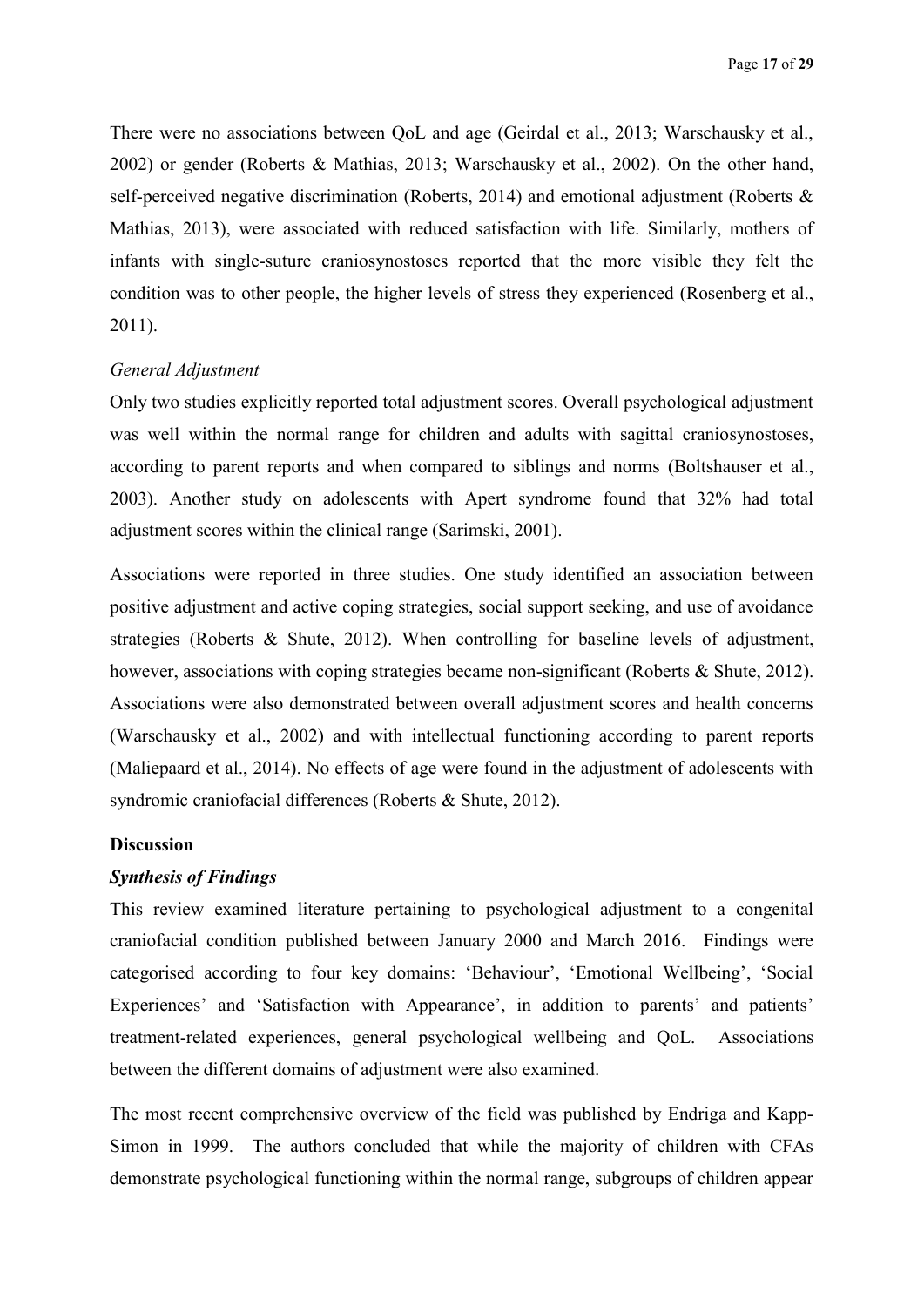There were no associations between QoL and age (Geirdal et al., 2013; Warschausky et al., 2002) or gender (Roberts & Mathias, 2013; Warschausky et al., 2002). On the other hand, self-perceived negative discrimination (Roberts, 2014) and emotional adjustment (Roberts & Mathias, 2013), were associated with reduced satisfaction with life. Similarly, mothers of infants with single-suture craniosynostoses reported that the more visible they felt the condition was to other people, the higher levels of stress they experienced (Rosenberg et al., 2011).

*General Adjustment*

Only two studies explicitly reported total adjustment scores. Overall psychological adjustment was well within the normal range for children and adults with sagittal craniosynostoses, according to parent reports and when compared to siblings and norms (Boltshauser et al., 2003). Another study on adolescents with Apert syndrome found that 32% had total adjustment scores within the clinical range (Sarimski, 2001).

Associations were reported in three studies. One study identified an association between positive adjustment and active coping strategies, social support seeking, and use of avoidance strategies (Roberts & Shute, 2012). When controlling for baseline levels of adjustment, however, associations with coping strategies became non-significant (Roberts & Shute, 2012). Associations were also demonstrated between overall adjustment scores and health concerns (Warschausky et al., 2002) and with intellectual functioning according to parent reports (Maliepaard et al., 2014). No effects of age were found in the adjustment of adolescents with syndromic craniofacial differences (Roberts & Shute, 2012).

## Discussion

### *Synthesis of Findings*

This review examined literature pertaining to psychological adjustment to a congenital craniofacial condition published between January 2000 and March 2016. Findings were categorised according to four key domains: 'Behaviour', 'Emotional Wellbeing', 'Social Experiences' and 'Satisfaction with Appearance', in addition to parents' and patients' treatment-related experiences, general psychological wellbeing and QoL. Associations between the different domains of adjustment were also examined.

The most recent comprehensive overview of the field was published by Endriga and Kapp-Simon in 1999. The authors concluded that while the majority of children with CFAs demonstrate psychological functioning within the normal range, subgroups of children appear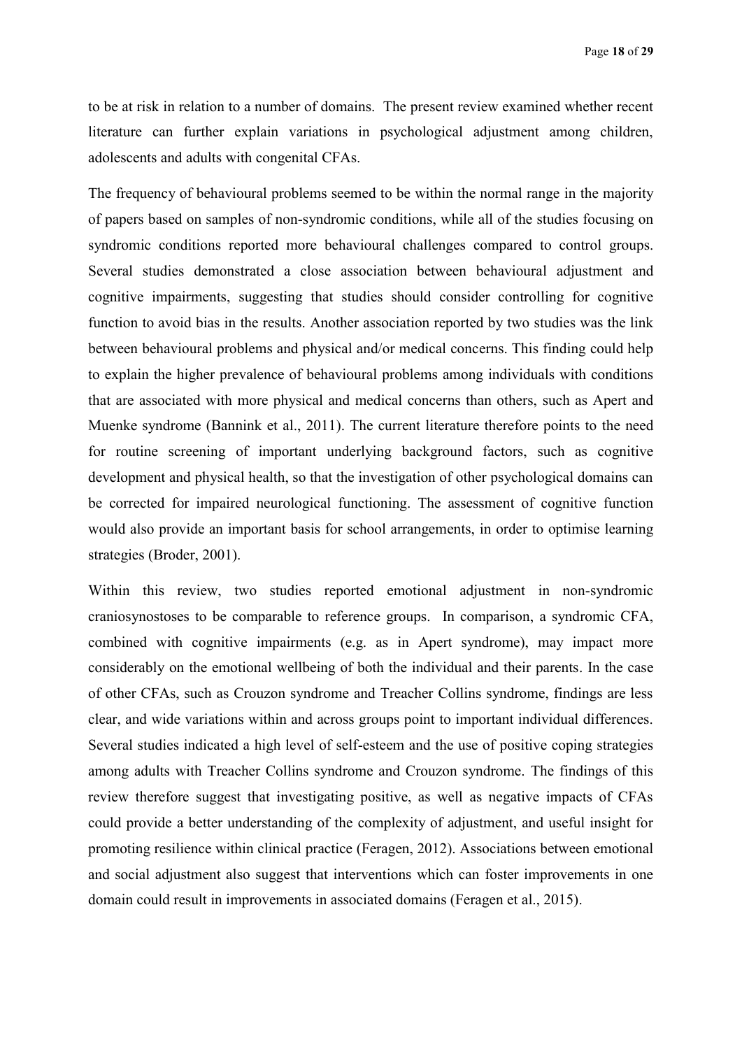to be at risk in relation to a number of domains. The present review examined whether recent literature can further explain variations in psychological adjustment among children, adolescents and adults with congenital CFAs.

The frequency of behavioural problems seemed to be within the normal range in the majority of papers based on samples of non-syndromic conditions, while all of the studies focusing on syndromic conditions reported more behavioural challenges compared to control groups. Several studies demonstrated a close association between behavioural adjustment and cognitive impairments, suggesting that studies should consider controlling for cognitive function to avoid bias in the results. Another association reported by two studies was the link between behavioural problems and physical and/or medical concerns. This finding could help to explain the higher prevalence of behavioural problems among individuals with conditions that are associated with more physical and medical concerns than others, such as Apert and Muenke syndrome (Bannink et al., 2011). The current literature therefore points to the need for routine screening of important underlying background factors, such as cognitive development and physical health, so that the investigation of other psychological domains can be corrected for impaired neurological functioning. The assessment of cognitive function would also provide an important basis for school arrangements, in order to optimise learning strategies (Broder, 2001).

Within this review, two studies reported emotional adjustment in non-syndromic craniosynostoses to be comparable to reference groups. In comparison, a syndromic CFA, combined with cognitive impairments (e.g. as in Apert syndrome), may impact more considerably on the emotional wellbeing of both the individual and their parents. In the case of other CFAs, such as Crouzon syndrome and Treacher Collins syndrome, findings are less clear, and wide variations within and across groups point to important individual differences. Several studies indicated a high level of self-esteem and the use of positive coping strategies among adults with Treacher Collins syndrome and Crouzon syndrome. The findings of this review therefore suggest that investigating positive, as well as negative impacts of CFAs could provide a better understanding of the complexity of adjustment, and useful insight for promoting resilience within clinical practice (Feragen, 2012). Associations between emotional and social adjustment also suggest that interventions which can foster improvements in one domain could result in improvements in associated domains (Feragen et al., 2015).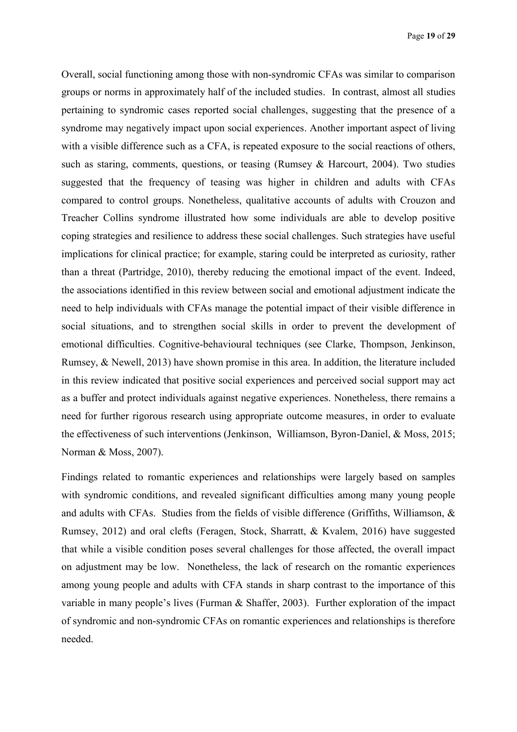Overall, social functioning among those with non-syndromic CFAs was similar to comparison groups or norms in approximately half of the included studies. In contrast, almost all studies pertaining to syndromic cases reported social challenges, suggesting that the presence of a syndrome may negatively impact upon social experiences. Another important aspect of living with a visible difference such as a CFA, is repeated exposure to the social reactions of others, such as staring, comments, questions, or teasing (Rumsey & Harcourt, 2004). Two studies suggested that the frequency of teasing was higher in children and adults with CFAs compared to control groups. Nonetheless, qualitative accounts of adults with Crouzon and Treacher Collins syndrome illustrated how some individuals are able to develop positive coping strategies and resilience to address these social challenges. Such strategies have useful implications for clinical practice; for example, staring could be interpreted as curiosity, rather than a threat (Partridge, 2010), thereby reducing the emotional impact of the event. Indeed, the associations identified in this review between social and emotional adjustment indicate the need to help individuals with CFAs manage the potential impact of their visible difference in social situations, and to strengthen social skills in order to prevent the development of emotional difficulties. Cognitive-behavioural techniques (see Clarke, Thompson, Jenkinson, Rumsey, & Newell, 2013) have shown promise in this area. In addition, the literature included in this review indicated that positive social experiences and perceived social support may act as a buffer and protect individuals against negative experiences. Nonetheless, there remains a need for further rigorous research using appropriate outcome measures, in order to evaluate the effectiveness of such interventions (Jenkinson, Williamson, Byron-Daniel, & Moss, 2015; Norman & Moss, 2007).

Findings related to romantic experiences and relationships were largely based on samples with syndromic conditions, and revealed significant difficulties among many young people and adults with CFAs. Studies from the fields of visible difference (Griffiths, Williamson, & Rumsey, 2012) and oral clefts (Feragen, Stock, Sharratt, & Kvalem, 2016) have suggested that while a visible condition poses several challenges for those affected, the overall impact on adjustment may be low. Nonetheless, the lack of research on the romantic experiences among young people and adults with CFA stands in sharp contrast to the importance of this variable in many people's lives (Furman & Shaffer, 2003). Further exploration of the impact of syndromic and non-syndromic CFAs on romantic experiences and relationships is therefore needed.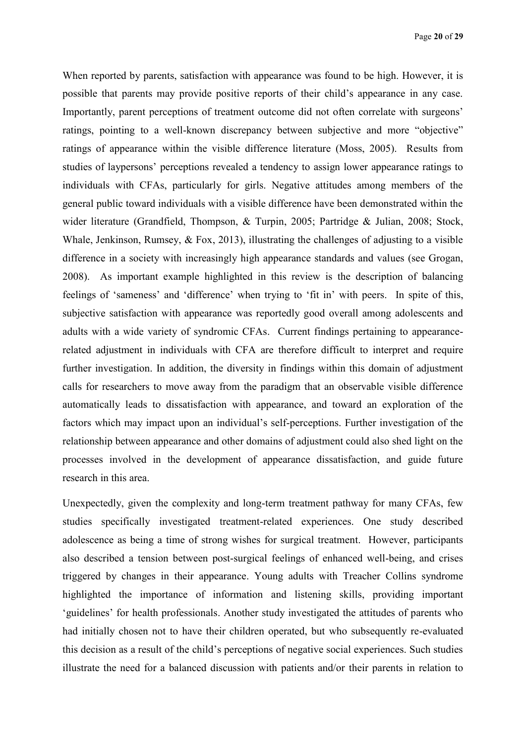When reported by parents, satisfaction with appearance was found to be high. However, it is possible that parents may provide positive reports of their child's appearance in any case. Importantly, parent perceptions of treatment outcome did not often correlate with surgeons' ratings, pointing to a well-known discrepancy between subjective and more "objective" ratings of appearance within the visible difference literature (Moss, 2005). Results from studies of laypersons' perceptions revealed a tendency to assign lower appearance ratings to individuals with CFAs, particularly for girls. Negative attitudes among members of the general public toward individuals with a visible difference have been demonstrated within the wider literature (Grandfield, Thompson, & Turpin, 2005; Partridge & Julian, 2008; Stock, Whale, Jenkinson, Rumsey, & Fox, 2013), illustrating the challenges of adjusting to a visible difference in a society with increasingly high appearance standards and values (see Grogan, 2008). As important example highlighted in this review is the description of balancing feelings of 'sameness' and 'difference' when trying to 'fit in' with peers. In spite of this, subjective satisfaction with appearance was reportedly good overall among adolescents and adults with a wide variety of syndromic CFAs. Current findings pertaining to appearance-related adjustment in individuals with CFA are therefore difficult to interpret and require further investigation. In addition, the diversity in findings within this domain of adjustment calls for researchers to move away from the paradigm that an observable visible difference automatically leads to dissatisfaction with appearance, and toward an exploration of the factors which may impact upon an individual's self-perceptions. Further investigation of the relationship between appearance and other domains of adjustment could also shed light on the processes involved in the development of appearance dissatisfaction, and guide future research in this area.

Unexpectedly, given the complexity and long-term treatment pathway for many CFAs, few studies specifically investigated treatment-related experiences. One study described adolescence as being a time of strong wishes for surgical treatment. However, participants also described a tension between post-surgical feelings of enhanced well-being, and crises triggered by changes in their appearance. Young adults with Treacher Collins syndrome highlighted the importance of information and listening skills, providing important 'guidelines' for health professionals. Another study investigated the attitudes of parents who had initially chosen not to have their children operated, but who subsequently re-evaluated this decision as a result of the child's perceptions of negative social experiences. Such studies illustrate the need for a balanced discussion with patients and/or their parents in relation to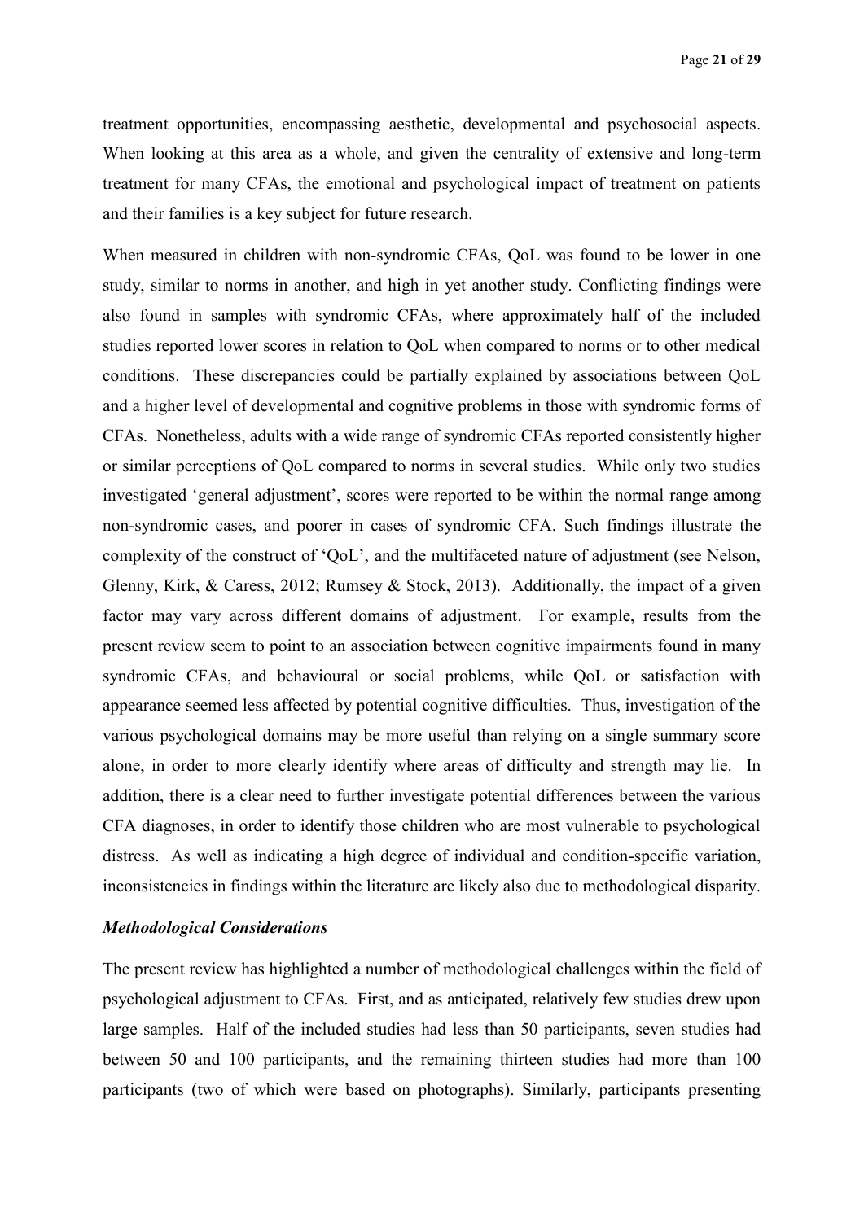treatment opportunities, encompassing aesthetic, developmental and psychosocial aspects. When looking at this area as a whole, and given the centrality of extensive and long-term treatment for many CFAs, the emotional and psychological impact of treatment on patients and their families is a key subject for future research.

When measured in children with non-syndromic CFAs, QoL was found to be lower in one study, similar to norms in another, and high in yet another study. Conflicting findings were also found in samples with syndromic CFAs, where approximately half of the included studies reported lower scores in relation to QoL when compared to norms or to other medical conditions. These discrepancies could be partially explained by associations between QoL and a higher level of developmental and cognitive problems in those with syndromic forms of CFAs. Nonetheless, adults with a wide range of syndromic CFAs reported consistently higher or similar perceptions of QoL compared to norms in several studies. While only two studies investigated 'general adjustment', scores were reported to be within the normal range among non-syndromic cases, and poorer in cases of syndromic CFA. Such findings illustrate the complexity of the construct of 'QoL', and the multifaceted nature of adjustment (see Nelson, Glenny, Kirk, & Caress, 2012; Rumsey & Stock, 2013). Additionally, the impact of a given factor may vary across different domains of adjustment. For example, results from the present review seem to point to an association between cognitive impairments found in many syndromic CFAs, and behavioural or social problems, while QoL or satisfaction with appearance seemed less affected by potential cognitive difficulties. Thus, investigation of the various psychological domains may be more useful than relying on a single summary score alone, in order to more clearly identify where areas of difficulty and strength may lie. In addition, there is a clear need to further investigate potential differences between the various CFA diagnoses, in order to identify those children who are most vulnerable to psychological distress. As well as indicating a high degree of individual and condition-specific variation, inconsistencies in findings within the literature are likely also due to methodological disparity.

### *Methodological Considerations*

The present review has highlighted a number of methodological challenges within the field of psychological adjustment to CFAs. First, and as anticipated, relatively few studies drew upon large samples. Half of the included studies had less than 50 participants, seven studies had between 50 and 100 participants, and the remaining thirteen studies had more than 100 participants (two of which were based on photographs). Similarly, participants presenting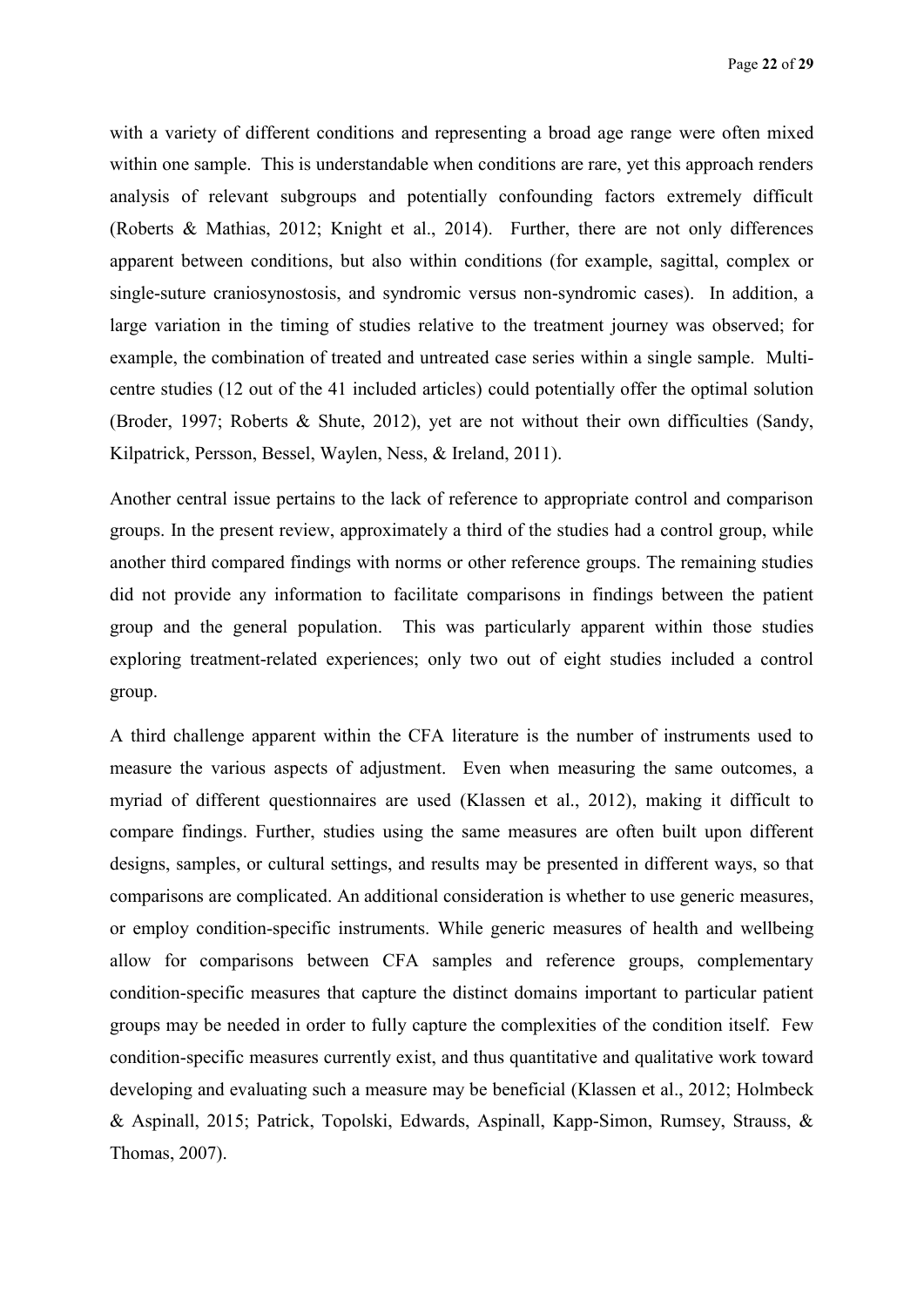with a variety of different conditions and representing a broad age range were often mixed within one sample. This is understandable when conditions are rare, yet this approach renders analysis of relevant subgroups and potentially confounding factors extremely difficult (Roberts & Mathias, 2012; Knight et al., 2014). Further, there are not only differences apparent between conditions, but also within conditions (for example, sagittal, complex or single-suture craniosynostosis, and syndromic versus non-syndromic cases). In addition, a large variation in the timing of studies relative to the treatment journey was observed; for example, the combination of treated and untreated case series within a single sample. Multi-centre studies (12 out of the 41 included articles) could potentially offer the optimal solution (Broder, 1997; Roberts & Shute, 2012), yet are not without their own difficulties (Sandy, Kilpatrick, Persson, Bessel, Waylen, Ness, & Ireland, 2011).

Another central issue pertains to the lack of reference to appropriate control and comparison groups. In the present review, approximately a third of the studies had a control group, while another third compared findings with norms or other reference groups. The remaining studies did not provide any information to facilitate comparisons in findings between the patient group and the general population. This was particularly apparent within those studies exploring treatment-related experiences; only two out of eight studies included a control group.

A third challenge apparent within the CFA literature is the number of instruments used to measure the various aspects of adjustment. Even when measuring the same outcomes, a myriad of different questionnaires are used (Klassen et al., 2012), making it difficult to compare findings. Further, studies using the same measures are often built upon different designs, samples, or cultural settings, and results may be presented in different ways, so that comparisons are complicated. An additional consideration is whether to use generic measures, or employ condition-specific instruments. While generic measures of health and wellbeing allow for comparisons between CFA samples and reference groups, complementary condition-specific measures that capture the distinct domains important to particular patient groups may be needed in order to fully capture the complexities of the condition itself. Few condition-specific measures currently exist, and thus quantitative and qualitative work toward developing and evaluating such a measure may be beneficial (Klassen et al., 2012; Holmbeck & Aspinall, 2015; Patrick, Topolski, Edwards, Aspinall, Kapp-Simon, Rumsey, Strauss, & Thomas, 2007).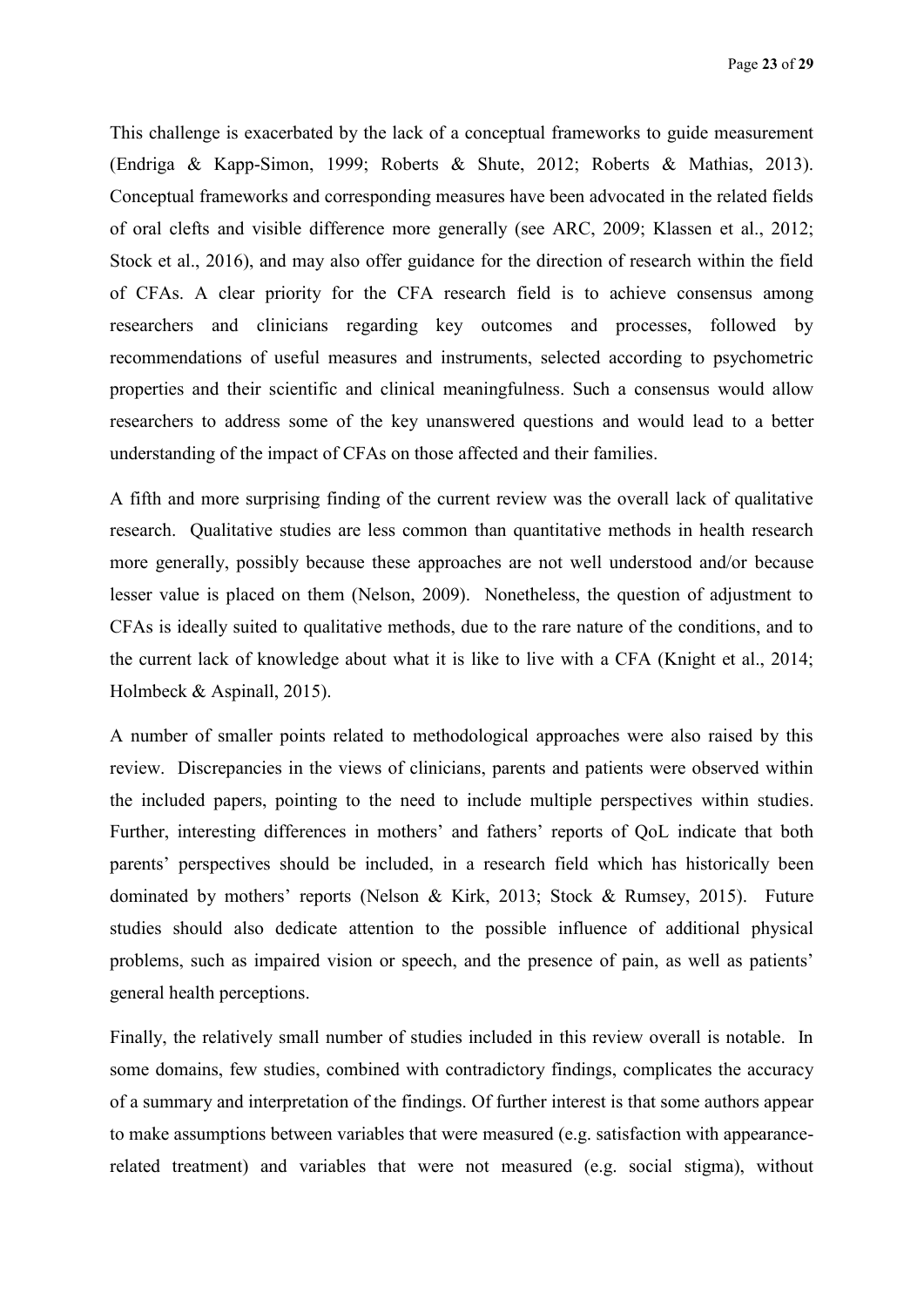This challenge is exacerbated by the lack of a conceptual frameworks to guide measurement (Endriga & Kapp-Simon, 1999; Roberts & Shute, 2012; Roberts & Mathias, 2013). Conceptual frameworks and corresponding measures have been advocated in the related fields of oral clefts and visible difference more generally (see ARC, 2009; Klassen et al., 2012; Stock et al., 2016), and may also offer guidance for the direction of research within the field of CFAs. A clear priority for the CFA research field is to achieve consensus among researchers and clinicians regarding key outcomes and processes, followed by recommendations of useful measures and instruments, selected according to psychometric properties and their scientific and clinical meaningfulness. Such a consensus would allow researchers to address some of the key unanswered questions and would lead to a better understanding of the impact of CFAs on those affected and their families.

A fifth and more surprising finding of the current review was the overall lack of qualitative research. Qualitative studies are less common than quantitative methods in health research more generally, possibly because these approaches are not well understood and/or because lesser value is placed on them (Nelson, 2009). Nonetheless, the question of adjustment to CFAs is ideally suited to qualitative methods, due to the rare nature of the conditions, and to the current lack of knowledge about what it is like to live with a CFA (Knight et al., 2014; Holmbeck & Aspinall, 2015).

A number of smaller points related to methodological approaches were also raised by this review. Discrepancies in the views of clinicians, parents and patients were observed within the included papers, pointing to the need to include multiple perspectives within studies. Further, interesting differences in mothers' and fathers' reports of QoL indicate that both parents' perspectives should be included, in a research field which has historically been dominated by mothers' reports (Nelson & Kirk, 2013; Stock & Rumsey, 2015). Future studies should also dedicate attention to the possible influence of additional physical problems, such as impaired vision or speech, and the presence of pain, as well as patients' general health perceptions.

Finally, the relatively small number of studies included in this review overall is notable. In some domains, few studies, combined with contradictory findings, complicates the accuracy of a summary and interpretation of the findings. Of further interest is that some authors appear to make assumptions between variables that were measured (e.g. satisfaction with appearance-related treatment) and variables that were not measured (e.g. social stigma), without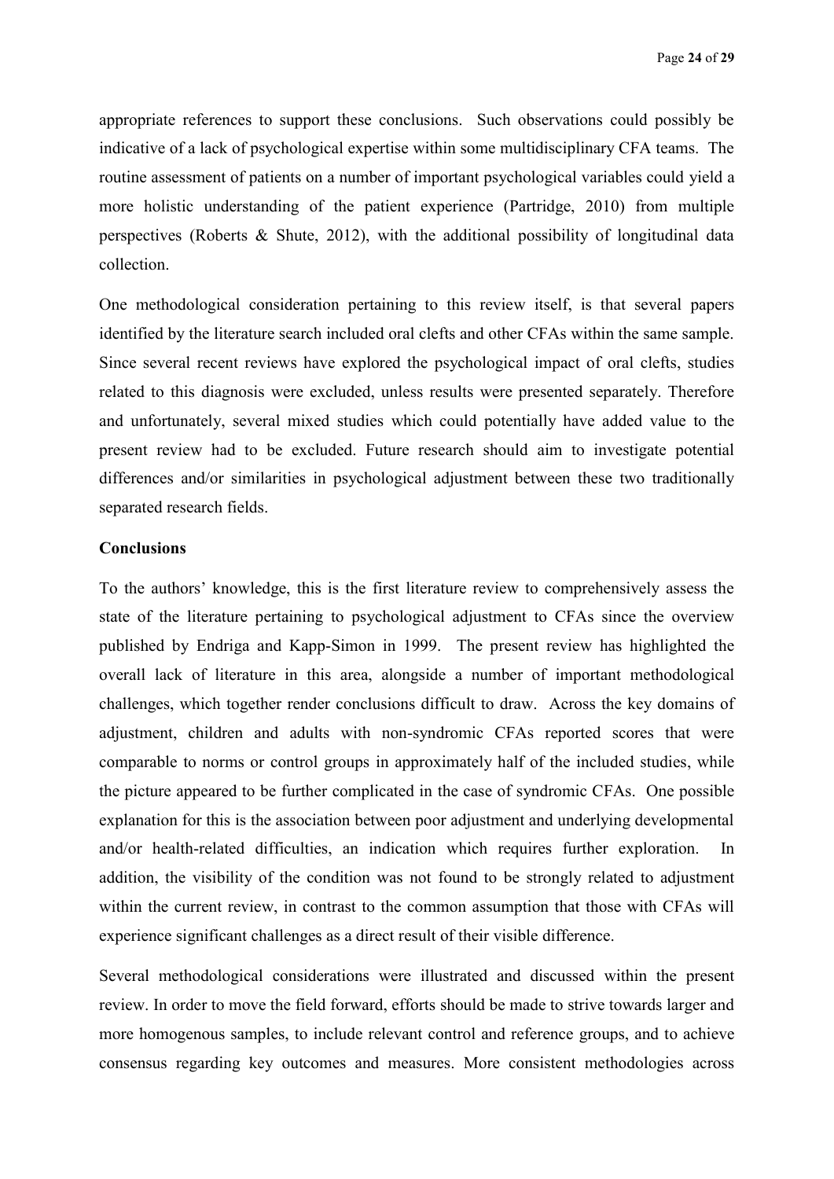appropriate references to support these conclusions. Such observations could possibly be indicative of a lack of psychological expertise within some multidisciplinary CFA teams. The routine assessment of patients on a number of important psychological variables could yield a more holistic understanding of the patient experience (Partridge, 2010) from multiple perspectives (Roberts & Shute, 2012), with the additional possibility of longitudinal data collection.

One methodological consideration pertaining to this review itself, is that several papers identified by the literature search included oral clefts and other CFAs within the same sample. Since several recent reviews have explored the psychological impact of oral clefts, studies related to this diagnosis were excluded, unless results were presented separately. Therefore and unfortunately, several mixed studies which could potentially have added value to the present review had to be excluded. Future research should aim to investigate potential differences and/or similarities in psychological adjustment between these two traditionally separated research fields.

**Conclusions**

To the authors' knowledge, this is the first literature review to comprehensively assess the state of the literature pertaining to psychological adjustment to CFAs since the overview published by Endriga and Kapp-Simon in 1999. The present review has highlighted the overall lack of literature in this area, alongside a number of important methodological challenges, which together render conclusions difficult to draw. Across the key domains of adjustment, children and adults with non-syndromic CFAs reported scores that were comparable to norms or control groups in approximately half of the included studies, while the picture appeared to be further complicated in the case of syndromic CFAs. One possible explanation for this is the association between poor adjustment and underlying developmental and/or health-related difficulties, an indication which requires further exploration. In addition, the visibility of the condition was not found to be strongly related to adjustment within the current review, in contrast to the common assumption that those with CFAs will experience significant challenges as a direct result of their visible difference.

Several methodological considerations were illustrated and discussed within the present review. In order to move the field forward, efforts should be made to strive towards larger and more homogenous samples, to include relevant control and reference groups, and to achieve consensus regarding key outcomes and measures. More consistent methodologies across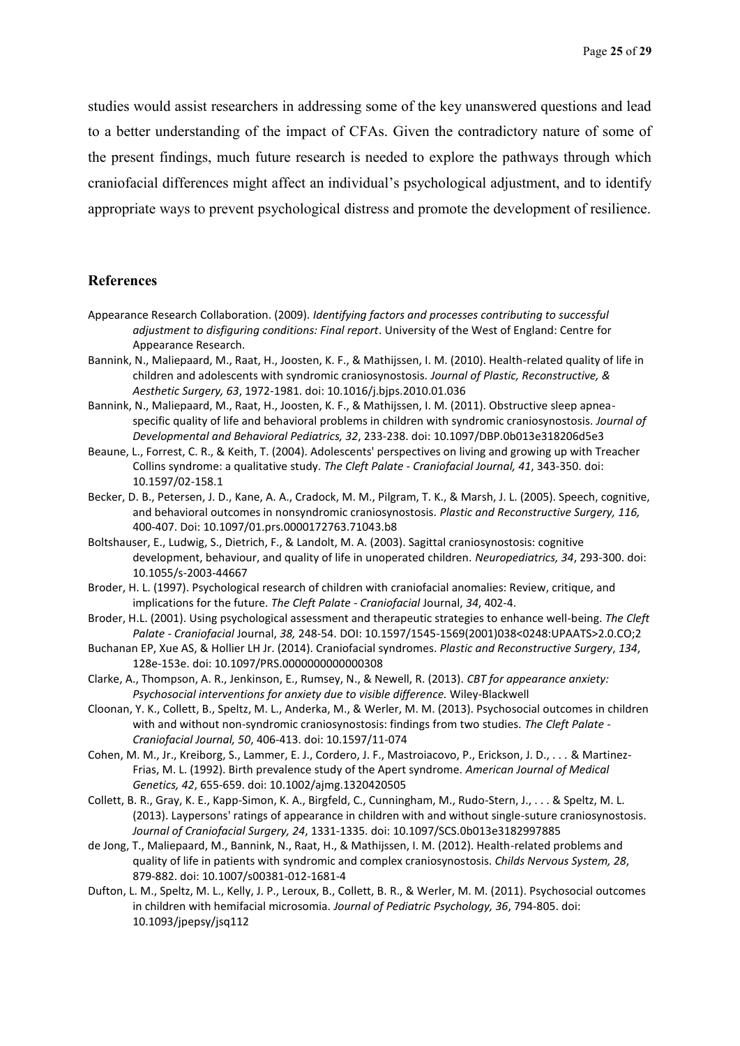studies would assist researchers in addressing some of the key unanswered questions and lead to a better understanding of the impact of CFAs. Given the contradictory nature of some of the present findings, much future research is needed to explore the pathways through which craniofacial differences might affect an individual's psychological adjustment, and to identify appropriate ways to prevent psychological distress and promote the development of resilience.

## References

Appearance Research Collaboration. (2009). *Identifying factors and processes contributing to successful adjustment to disfiguring conditions: Final report*. University of the West of England: Centre for Appearance Research.

Bannink, N., Maliepaard, M., Raat, H., Joosten, K. F., & Mathijssen, I. M. (2010). Health-related quality of life in children and adolescents with syndromic craniosynostosis. *Journal of Plastic, Reconstructive, & Aesthetic Surgery, 63*, 1972-1981. doi: 10.1016/j.bjps.2010.01.036

Bannink, N., Maliepaard, M., Raat, H., Joosten, K. F., & Mathijssen, I. M. (2011). Obstructive sleep apnea-specific quality of life and behavioral problems in children with syndromic craniosynostosis. *Journal of Developmental and Behavioral Pediatrics, 32*, 233-238. doi: 10.1097/DBP.0b013e318206d5e3

Beaune, L., Forrest, C. R., & Keith, T. (2004). Adolescents' perspectives on living and growing up with Treacher Collins syndrome: a qualitative study. *The Cleft Palate - Craniofacial Journal, 41*, 343-350. doi: 10.1597/02-158.1

Becker, D. B., Petersen, J. D., Kane, A. A., Cradock, M. M., Pilgram, T. K., & Marsh, J. L. (2005). Speech, cognitive, and behavioral outcomes in nonsyndromic craniosynostosis. *Plastic and Reconstructive Surgery, 116,* 400-407. Doi: 10.1097/01.prs.0000172763.71043.b8

Boltshauser, E., Ludwig, S., Dietrich, F., & Landolt, M. A. (2003). Sagittal craniosynostosis: cognitive development, behaviour, and quality of life in unoperated children. *Neuropediatrics, 34*, 293-300. doi: 10.1055/s-2003-44667

Broder, H. L. (1997). Psychological research of children with craniofacial anomalies: Review, critique, and implications for the future. *The Cleft Palate - Craniofacial* Journal, *34*, 402-4.

Broder, H.L. (2001). Using psychological assessment and therapeutic strategies to enhance well-being. *The Cleft Palate - Craniofacial* Journal, *38,* 248-54. DOI: 10.1597/1545-1569(2001)038<0248:UPAATS>2.0.CO;2

Buchanan EP, Xue AS, & Hollier LH Jr. (2014). Craniofacial syndromes. *Plastic and Reconstructive Surgery*, *134*, 128e-153e. doi: 10.1097/PRS.0000000000000308

Clarke, A., Thompson, A. R., Jenkinson, E., Rumsey, N., & Newell, R. (2013). *CBT for appearance anxiety: Psychosocial interventions for anxiety due to visible difference.* Wiley-Blackwell

Cloonan, Y. K., Collett, B., Speltz, M. L., Anderka, M., & Werler, M. M. (2013). Psychosocial outcomes in children with and without non-syndromic craniosynostosis: findings from two studies. *The Cleft Palate - Craniofacial Journal, 50*, 406-413. doi: 10.1597/11-074

Cohen, M. M., Jr., Kreiborg, S., Lammer, E. J., Cordero, J. F., Mastroiacovo, P., Erickson, J. D., . . . & Martinez-Frias, M. L. (1992). Birth prevalence study of the Apert syndrome. *American Journal of Medical Genetics, 42*, 655-659. doi: 10.1002/ajmg.1320420505

Collett, B. R., Gray, K. E., Kapp-Simon, K. A., Birgfeld, C., Cunningham, M., Rudo-Stern, J., . . . & Speltz, M. L. (2013). Laypersons' ratings of appearance in children with and without single-suture craniosynostosis. *Journal of Craniofacial Surgery, 24*, 1331-1335. doi: 10.1097/SCS.0b013e3182997885

de Jong, T., Maliepaard, M., Bannink, N., Raat, H., & Mathijssen, I. M. (2012). Health-related problems and quality of life in patients with syndromic and complex craniosynostosis. *Childs Nervous System, 28*, 879-882. doi: 10.1007/s00381-012-1681-4

Dufton, L. M., Speltz, M. L., Kelly, J. P., Leroux, B., Collett, B. R., & Werler, M. M. (2011). Psychosocial outcomes in children with hemifacial microsomia. *Journal of Pediatric Psychology, 36*, 794-805. doi: 10.1093/jpepsy/jsq112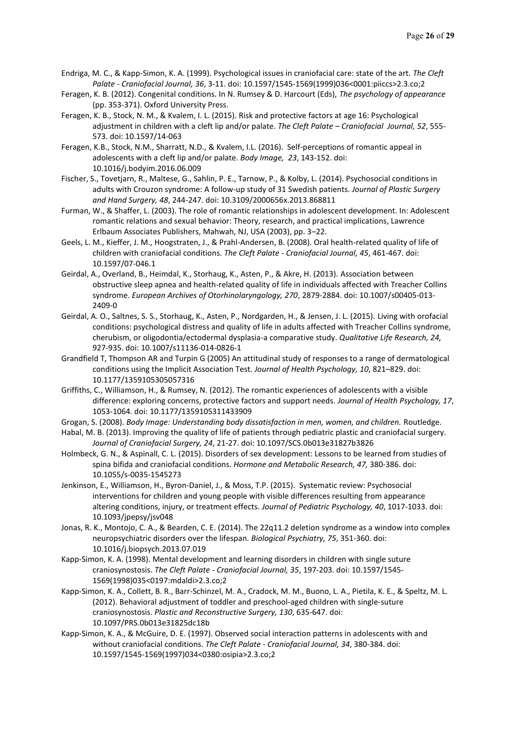Endriga, M. C., & Kapp-Simon, K. A. (1999). Psychological issues in craniofacial care: state of the art. *The Cleft Palate - Craniofacial Journal, 36*, 3-11. doi: 10.1597/1545-1569(1999)036<0001:piiccs>2.3.co;2

Feragen, K. B. (2012). Congenital conditions. In N. Rumsey & D. Harcourt (Eds), *The psychology of appearance* (pp. 353-371). Oxford University Press.

Feragen, K. B., Stock, N. M., & Kvalem, I. L. (2015). Risk and protective factors at age 16: Psychological adjustment in children with a cleft lip and/or palate. *The Cleft Palate – Craniofacial Journal, 52*, 555-573. doi: 10.1597/14-063

Feragen, K.B., Stock, N.M., Sharratt, N.D., & Kvalem, I.L. (2016). Self-perceptions of romantic appeal in adolescents with a cleft lip and/or palate. *Body Image, 23*, 143-152. doi: 10.1016/j.bodyim.2016.06.009

Fischer, S., Tovetjarn, R., Maltese, G., Sahlin, P. E., Tarnow, P., & Kolby, L. (2014). Psychosocial conditions in adults with Crouzon syndrome: A follow-up study of 31 Swedish patients. *Journal of Plastic Surgery and Hand Surgery, 48*, 244-247. doi: 10.3109/2000656x.2013.868811

Furman, W., & Shaffer, L. (2003). The role of romantic relationships in adolescent development. In: Adolescent romantic relations and sexual behavior: Theory, research, and practical implications, Lawrence Erlbaum Associates Publishers, Mahwah, NJ, USA (2003), pp. 3–22.

Geels, L. M., Kieffer, J. M., Hoogstraten, J., & Prahl-Andersen, B. (2008). Oral health-related quality of life of children with craniofacial conditions. *The Cleft Palate - Craniofacial Journal, 45*, 461-467. doi: 10.1597/07-046.1

Geirdal, A., Overland, B., Heimdal, K., Storhaug, K., Asten, P., & Akre, H. (2013). Association between obstructive sleep apnea and health-related quality of life in individuals affected with Treacher Collins syndrome. *European Archives of Otorhinolaryngology, 270*, 2879-2884. doi: 10.1007/s00405-013-2409-0

Geirdal, A. O., Saltnes, S. S., Storhaug, K., Asten, P., Nordgarden, H., & Jensen, J. L. (2015). Living with orofacial conditions: psychological distress and quality of life in adults affected with Treacher Collins syndrome, cherubism, or oligodontia/ectodermal dysplasia-a comparative study. *Qualitative Life Research, 24,* 927-935. doi: 10.1007/s11136-014-0826-1

Grandfield T, Thompson AR and Turpin G (2005) An attitudinal study of responses to a range of dermatological conditions using the Implicit Association Test. *Journal of Health Psychology, 10*, 821–829. doi: 10.1177/1359105305057316

Griffiths, C., Williamson, H., & Rumsey, N. (2012). The romantic experiences of adolescents with a visible difference: exploring concerns, protective factors and support needs. *Journal of Health Psychology, 17*, 1053-1064. doi: 10.1177/1359105311433909

Grogan, S. (2008). *Body Image: Understanding body dissatisfaction in men, women, and children.* Routledge.

Habal, M. B. (2013). Improving the quality of life of patients through pediatric plastic and craniofacial surgery. *Journal of Craniofacial Surgery, 24*, 21-27. doi: 10.1097/SCS.0b013e31827b3826

Holmbeck, G. N., & Aspinall, C. L. (2015). Disorders of sex development: Lessons to be learned from studies of spina bifida and craniofacial conditions. *Hormone and Metabolic Research, 47,* 380-386. doi: 10.1055/s-0035-1545273

Jenkinson, E., Williamson, H., Byron-Daniel, J., & Moss, T.P. (2015). Systematic review: Psychosocial interventions for children and young people with visible differences resulting from appearance altering conditions, injury, or treatment effects. *Journal of Pediatric Psychology, 40*, 1017-1033. doi: 10.1093/jpepsy/jsv048

Jonas, R. K., Montojo, C. A., & Bearden, C. E. (2014). The 22q11.2 deletion syndrome as a window into complex neuropsychiatric disorders over the lifespan. *Biological Psychiatry, 75*, 351-360. doi: 10.1016/j.biopsych.2013.07.019

Kapp-Simon, K. A. (1998). Mental development and learning disorders in children with single suture craniosynostosis. *The Cleft Palate - Craniofacial Journal, 35*, 197-203. doi: 10.1597/1545-1569(1998)035<0197:mdaldi>2.3.co;2

Kapp-Simon, K. A., Collett, B. R., Barr-Schinzel, M. A., Cradock, M. M., Buono, L. A., Pietila, K. E., & Speltz, M. L. (2012). Behavioral adjustment of toddler and preschool-aged children with single-suture craniosynostosis. *Plastic and Reconstructive Surgery, 130*, 635-647. doi: 10.1097/PRS.0b013e31825dc18b

Kapp-Simon, K. A., & McGuire, D. E. (1997). Observed social interaction patterns in adolescents with and without craniofacial conditions. *The Cleft Palate - Craniofacial Journal, 34*, 380-384. doi: 10.1597/1545-1569(1997)034<0380:osipia>2.3.co;2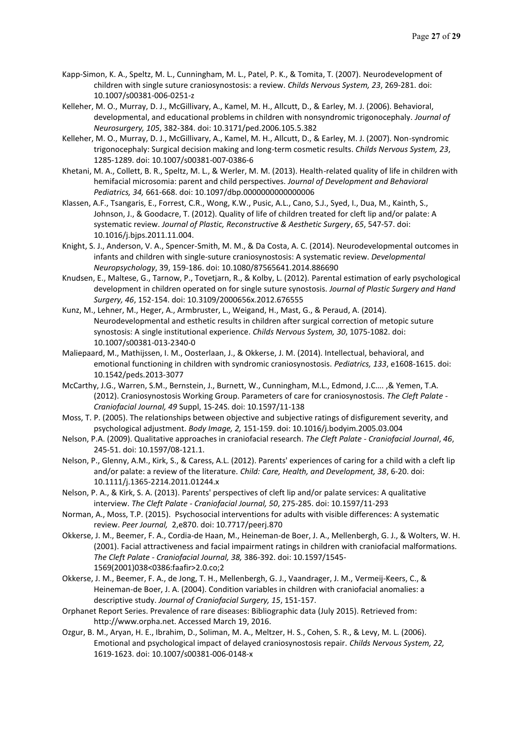Kapp-Simon, K. A., Speltz, M. L., Cunningham, M. L., Patel, P. K., & Tomita, T. (2007). Neurodevelopment of children with single suture craniosynostosis: a review. *Childs Nervous System, 23*, 269-281. doi: 10.1007/s00381-006-0251-z

Kelleher, M. O., Murray, D. J., McGillivary, A., Kamel, M. H., Allcutt, D., & Earley, M. J. (2006). Behavioral, developmental, and educational problems in children with nonsyndromic trigonocephaly. *Journal of Neurosurgery, 105*, 382-384. doi: 10.3171/ped.2006.105.5.382

Kelleher, M. O., Murray, D. J., McGillivary, A., Kamel, M. H., Allcutt, D., & Earley, M. J. (2007). Non-syndromic trigonocephaly: Surgical decision making and long-term cosmetic results. *Childs Nervous System, 23*, 1285-1289. doi: 10.1007/s00381-007-0386-6

Khetani, M. A., Collett, B. R., Speltz, M. L., & Werler, M. M. (2013). Health-related quality of life in children with hemifacial microsomia: parent and child perspectives. *Journal of Development and Behavioral Pediatrics, 34,* 661-668. doi: 10.1097/dbp.0000000000000006

Klassen, A.F., Tsangaris, E., Forrest, C.R., Wong, K.W., Pusic, A.L., Cano, S.J., Syed, I., Dua, M., Kainth, S., Johnson, J., & Goodacre, T. (2012). Quality of life of children treated for cleft lip and/or palate: A systematic review. *Journal of Plastic, Reconstructive & Aesthetic Surgery*, *65*, 547-57. doi: 10.1016/j.bjps.2011.11.004.

Knight, S. J., Anderson, V. A., Spencer-Smith, M. M., & Da Costa, A. C. (2014). Neurodevelopmental outcomes in infants and children with single-suture craniosynostosis: A systematic review. *Developmental Neuropsychology*, 39, 159-186. doi: 10.1080/87565641.2014.886690

Knudsen, E., Maltese, G., Tarnow, P., Tovetjarn, R., & Kolby, L. (2012). Parental estimation of early psychological development in children operated on for single suture synostosis. *Journal of Plastic Surgery and Hand Surgery, 46*, 152-154. doi: 10.3109/2000656x.2012.676555

Kunz, M., Lehner, M., Heger, A., Armbruster, L., Weigand, H., Mast, G., & Peraud, A. (2014). Neurodevelopmental and esthetic results in children after surgical correction of metopic suture synostosis: A single institutional experience. *Childs Nervous System, 30*, 1075-1082. doi: 10.1007/s00381-013-2340-0

Maliepaard, M., Mathijssen, I. M., Oosterlaan, J., & Okkerse, J. M. (2014). Intellectual, behavioral, and emotional functioning in children with syndromic craniosynostosis. *Pediatrics, 133*, e1608-1615. doi: 10.1542/peds.2013-3077

McCarthy, J.G., Warren, S.M., Bernstein, J., Burnett, W., Cunningham, M.L., Edmond, J.C.… ,& Yemen, T.A. (2012). Craniosynostosis Working Group. Parameters of care for craniosynostosis. *The Cleft Palate - Craniofacial Journal, 49* Suppl, 1S-24S. doi: 10.1597/11-138

Moss, T. P. (2005). The relationships between objective and subjective ratings of disfigurement severity, and psychological adjustment. *Body Image, 2,* 151-159. doi: 10.1016/j.bodyim.2005.03.004

Nelson, P.A. (2009). Qualitative approaches in craniofacial research. *The Cleft Palate - Craniofacial Journal*, *46*, 245-51. doi: 10.1597/08-121.1.

Nelson, P., Glenny, A.M., Kirk, S., & Caress, A.L. (2012). Parents' experiences of caring for a child with a cleft lip and/or palate: a review of the literature. *Child: Care, Health, and Development, 38*, 6-20. doi: 10.1111/j.1365-2214.2011.01244.x

Nelson, P. A., & Kirk, S. A. (2013). Parents' perspectives of cleft lip and/or palate services: A qualitative interview. *The Cleft Palate - Craniofacial Journal, 50*, 275-285. doi: 10.1597/11-293

Norman, A., Moss, T.P. (2015). Psychosocial interventions for adults with visible differences: A systematic review. *Peer Journal,* 2,e870. doi: 10.7717/peerj.870

Okkerse, J. M., Beemer, F. A., Cordia-de Haan, M., Heineman-de Boer, J. A., Mellenbergh, G. J., & Wolters, W. H. (2001). Facial attractiveness and facial impairment ratings in children with craniofacial malformations. *The Cleft Palate - Craniofacial Journal, 38,* 386-392. doi: 10.1597/1545-1569(2001)038<0386:faafir>2.0.co;2

Okkerse, J. M., Beemer, F. A., de Jong, T. H., Mellenbergh, G. J., Vaandrager, J. M., Vermeij-Keers, C., & Heineman-de Boer, J. A. (2004). Condition variables in children with craniofacial anomalies: a descriptive study. *Journal of Craniofacial Surgery, 15*, 151-157.

Orphanet Report Series. Prevalence of rare diseases: Bibliographic data (July 2015). Retrieved from: http://www.orpha.net. Accessed March 19, 2016.

Ozgur, B. M., Aryan, H. E., Ibrahim, D., Soliman, M. A., Meltzer, H. S., Cohen, S. R., & Levy, M. L. (2006). Emotional and psychological impact of delayed craniosynostosis repair. *Childs Nervous System, 22,* 1619-1623. doi: 10.1007/s00381-006-0148-x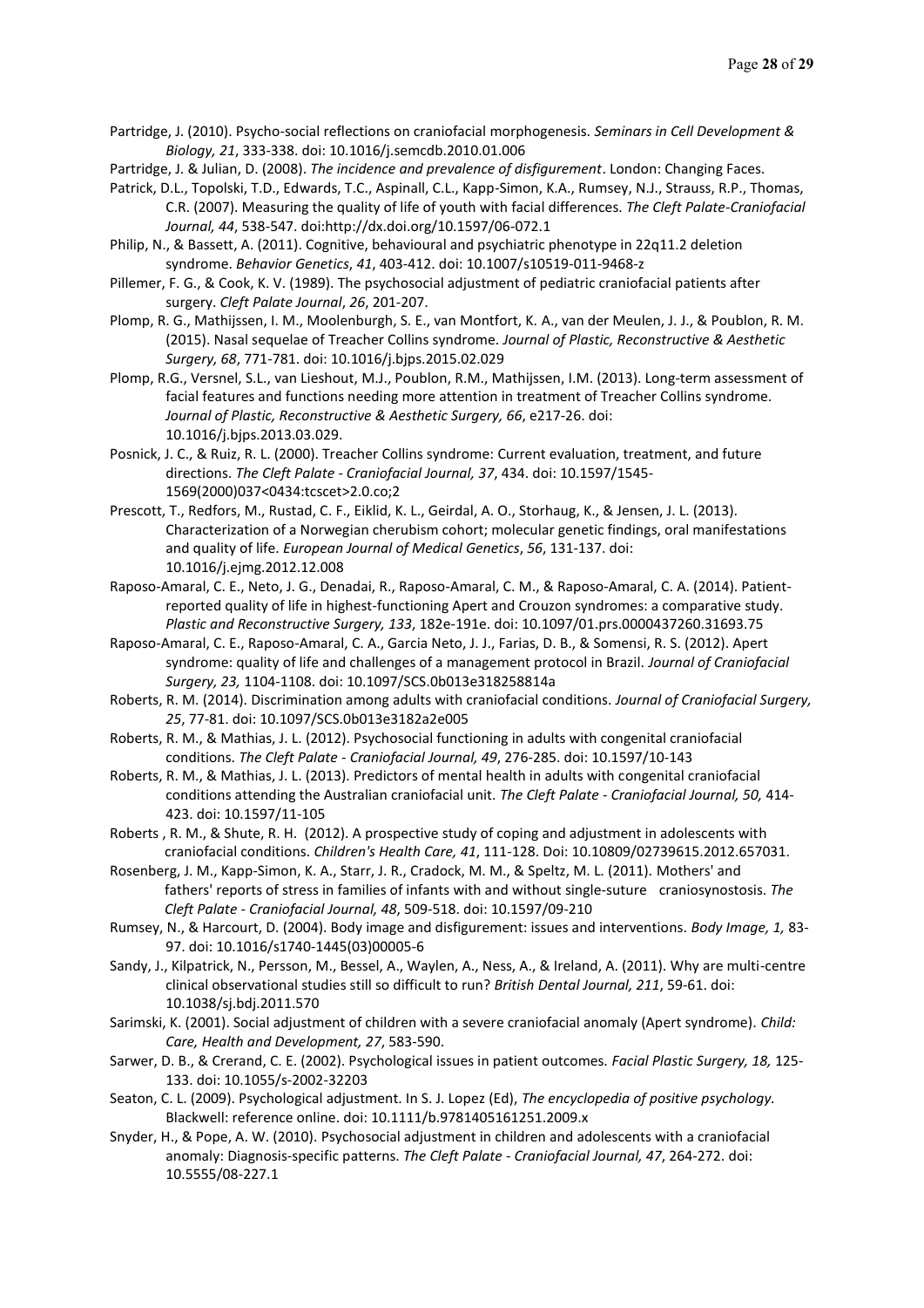Partridge, J. (2010). Psycho-social reflections on craniofacial morphogenesis. *Seminars in Cell Development & Biology, 21*, 333-338. doi: 10.1016/j.semcdb.2010.01.006

Partridge, J. & Julian, D. (2008). *The incidence and prevalence of disfigurement*. London: Changing Faces.

Patrick, D.L., Topolski, T.D., Edwards, T.C., Aspinall, C.L., Kapp-Simon, K.A., Rumsey, N.J., Strauss, R.P., Thomas, C.R. (2007). Measuring the quality of life of youth with facial differences. *The Cleft Palate-Craniofacial Journal, 44*, 538-547. doi:http://dx.doi.org/10.1597/06-072.1

Philip, N., & Bassett, A. (2011). Cognitive, behavioural and psychiatric phenotype in 22q11.2 deletion syndrome. *Behavior Genetics*, *41*, 403-412. doi: 10.1007/s10519-011-9468-z

Pillemer, F. G., & Cook, K. V. (1989). The psychosocial adjustment of pediatric craniofacial patients after surgery. *Cleft Palate Journal*, *26*, 201-207.

Plomp, R. G., Mathijssen, I. M., Moolenburgh, S. E., van Montfort, K. A., van der Meulen, J. J., & Poublon, R. M. (2015). Nasal sequelae of Treacher Collins syndrome. *Journal of Plastic, Reconstructive & Aesthetic Surgery, 68*, 771-781. doi: 10.1016/j.bjps.2015.02.029

Plomp, R.G., Versnel, S.L., van Lieshout, M.J., Poublon, R.M., Mathijssen, I.M. (2013). Long-term assessment of facial features and functions needing more attention in treatment of Treacher Collins syndrome. *Journal of Plastic, Reconstructive & Aesthetic Surgery, 66*, e217-26. doi: 10.1016/j.bjps.2013.03.029.

Posnick, J. C., & Ruiz, R. L. (2000). Treacher Collins syndrome: Current evaluation, treatment, and future directions. *The Cleft Palate - Craniofacial Journal, 37*, 434. doi: 10.1597/1545-1569(2000)037<0434:tcscet>2.0.co;2

Prescott, T., Redfors, M., Rustad, C. F., Eiklid, K. L., Geirdal, A. O., Storhaug, K., & Jensen, J. L. (2013). Characterization of a Norwegian cherubism cohort; molecular genetic findings, oral manifestations and quality of life. *European Journal of Medical Genetics*, *56*, 131-137. doi: 10.1016/j.ejmg.2012.12.008

Raposo-Amaral, C. E., Neto, J. G., Denadai, R., Raposo-Amaral, C. M., & Raposo-Amaral, C. A. (2014). Patient-reported quality of life in highest-functioning Apert and Crouzon syndromes: a comparative study. *Plastic and Reconstructive Surgery, 133*, 182e-191e. doi: 10.1097/01.prs.0000437260.31693.75

Raposo-Amaral, C. E., Raposo-Amaral, C. A., Garcia Neto, J. J., Farias, D. B., & Somensi, R. S. (2012). Apert syndrome: quality of life and challenges of a management protocol in Brazil. *Journal of Craniofacial Surgery, 23,* 1104-1108. doi: 10.1097/SCS.0b013e318258814a

Roberts, R. M. (2014). Discrimination among adults with craniofacial conditions. *Journal of Craniofacial Surgery, 25*, 77-81. doi: 10.1097/SCS.0b013e3182a2e005

Roberts, R. M., & Mathias, J. L. (2012). Psychosocial functioning in adults with congenital craniofacial conditions. *The Cleft Palate - Craniofacial Journal, 49*, 276-285. doi: 10.1597/10-143

Roberts, R. M., & Mathias, J. L. (2013). Predictors of mental health in adults with congenital craniofacial conditions attending the Australian craniofacial unit. *The Cleft Palate - Craniofacial Journal, 50,* 414-423. doi: 10.1597/11-105

Roberts , R. M., & Shute, R. H. (2012). A prospective study of coping and adjustment in adolescents with craniofacial conditions. *Children's Health Care, 41*, 111-128. Doi: 10.10809/02739615.2012.657031.

Rosenberg, J. M., Kapp-Simon, K. A., Starr, J. R., Cradock, M. M., & Speltz, M. L. (2011). Mothers' and fathers' reports of stress in families of infants with and without single-suture craniosynostosis. *The Cleft Palate - Craniofacial Journal, 48*, 509-518. doi: 10.1597/09-210

Rumsey, N., & Harcourt, D. (2004). Body image and disfigurement: issues and interventions. *Body Image, 1,* 83-97. doi: 10.1016/s1740-1445(03)00005-6

Sandy, J., Kilpatrick, N., Persson, M., Bessel, A., Waylen, A., Ness, A., & Ireland, A. (2011). Why are multi-centre clinical observational studies still so difficult to run? *British Dental Journal, 211*, 59-61. doi: 10.1038/sj.bdj.2011.570

Sarimski, K. (2001). Social adjustment of children with a severe craniofacial anomaly (Apert syndrome). *Child: Care, Health and Development, 27*, 583-590.

Sarwer, D. B., & Crerand, C. E. (2002). Psychological issues in patient outcomes. *Facial Plastic Surgery, 18,* 125-133. doi: 10.1055/s-2002-32203

Seaton, C. L. (2009). Psychological adjustment. In S. J. Lopez (Ed), *The encyclopedia of positive psychology.* Blackwell: reference online. doi: 10.1111/b.9781405161251.2009.x

Snyder, H., & Pope, A. W. (2010). Psychosocial adjustment in children and adolescents with a craniofacial anomaly: Diagnosis-specific patterns. *The Cleft Palate - Craniofacial Journal, 47*, 264-272. doi: 10.5555/08-227.1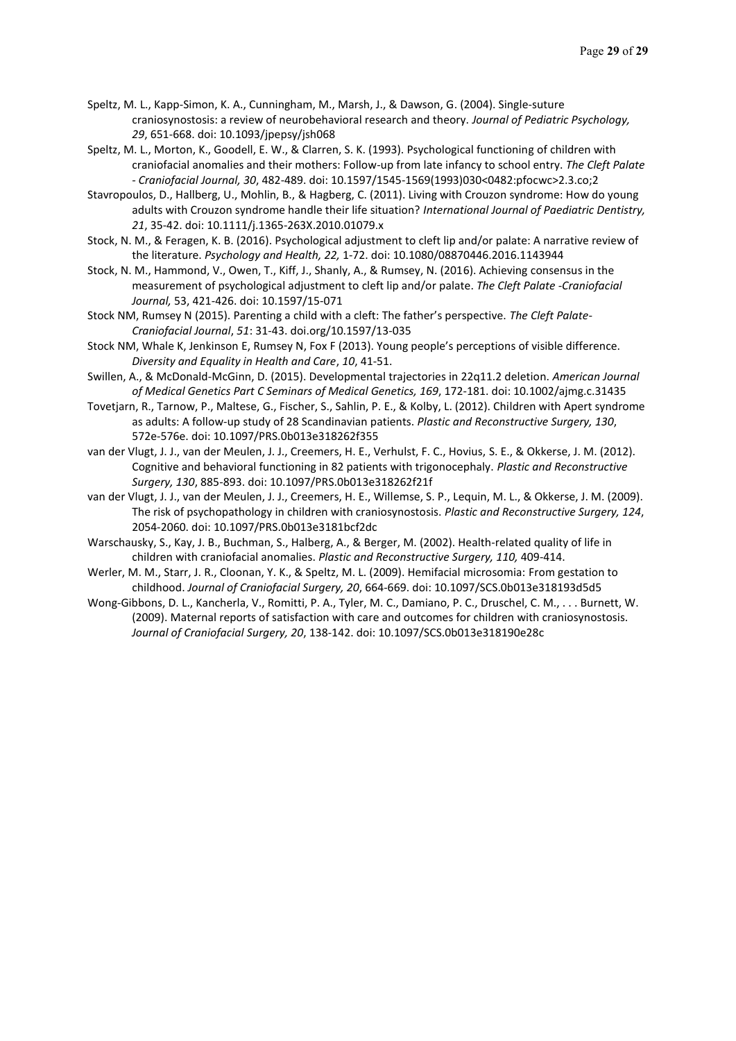Speltz, M. L., Kapp-Simon, K. A., Cunningham, M., Marsh, J., & Dawson, G. (2004). Single-suture craniosynostosis: a review of neurobehavioral research and theory. *Journal of Pediatric Psychology, 29*, 651-668. doi: 10.1093/jpepsy/jsh068

Speltz, M. L., Morton, K., Goodell, E. W., & Clarren, S. K. (1993). Psychological functioning of children with craniofacial anomalies and their mothers: Follow-up from late infancy to school entry. *The Cleft Palate - Craniofacial Journal, 30*, 482-489. doi: 10.1597/1545-1569(1993)030<0482:pfocwc>2.3.co;2

Stavropoulos, D., Hallberg, U., Mohlin, B., & Hagberg, C. (2011). Living with Crouzon syndrome: How do young adults with Crouzon syndrome handle their life situation? *International Journal of Paediatric Dentistry, 21*, 35-42. doi: 10.1111/j.1365-263X.2010.01079.x

Stock, N. M., & Feragen, K. B. (2016). Psychological adjustment to cleft lip and/or palate: A narrative review of the literature. *Psychology and Health, 22,* 1-72. doi: 10.1080/08870446.2016.1143944

Stock, N. M., Hammond, V., Owen, T., Kiff, J., Shanly, A., & Rumsey, N. (2016). Achieving consensus in the measurement of psychological adjustment to cleft lip and/or palate. *The Cleft Palate -Craniofacial Journal,* 53, 421-426. doi: 10.1597/15-071

Stock NM, Rumsey N (2015). Parenting a child with a cleft: The father's perspective. *The Cleft Palate-Craniofacial Journal*, *51*: 31-43. doi.org/10.1597/13-035

Stock NM, Whale K, Jenkinson E, Rumsey N, Fox F (2013). Young people's perceptions of visible difference. *Diversity and Equality in Health and Care*, *10*, 41-51.

Swillen, A., & McDonald-McGinn, D. (2015). Developmental trajectories in 22q11.2 deletion. *American Journal of Medical Genetics Part C Seminars of Medical Genetics, 169*, 172-181. doi: 10.1002/ajmg.c.31435

Tovetjarn, R., Tarnow, P., Maltese, G., Fischer, S., Sahlin, P. E., & Kolby, L. (2012). Children with Apert syndrome as adults: A follow-up study of 28 Scandinavian patients. *Plastic and Reconstructive Surgery, 130*, 572e-576e. doi: 10.1097/PRS.0b013e318262f355

van der Vlugt, J. J., van der Meulen, J. J., Creemers, H. E., Verhulst, F. C., Hovius, S. E., & Okkerse, J. M. (2012). Cognitive and behavioral functioning in 82 patients with trigonocephaly. *Plastic and Reconstructive Surgery, 130*, 885-893. doi: 10.1097/PRS.0b013e318262f21f

van der Vlugt, J. J., van der Meulen, J. J., Creemers, H. E., Willemse, S. P., Lequin, M. L., & Okkerse, J. M. (2009). The risk of psychopathology in children with craniosynostosis. *Plastic and Reconstructive Surgery, 124*, 2054-2060. doi: 10.1097/PRS.0b013e3181bcf2dc

Warschausky, S., Kay, J. B., Buchman, S., Halberg, A., & Berger, M. (2002). Health-related quality of life in children with craniofacial anomalies. *Plastic and Reconstructive Surgery, 110,* 409-414.

Werler, M. M., Starr, J. R., Cloonan, Y. K., & Speltz, M. L. (2009). Hemifacial microsomia: From gestation to childhood. *Journal of Craniofacial Surgery, 20*, 664-669. doi: 10.1097/SCS.0b013e318193d5d5

Wong-Gibbons, D. L., Kancherla, V., Romitti, P. A., Tyler, M. C., Damiano, P. C., Druschel, C. M., . . . Burnett, W. (2009). Maternal reports of satisfaction with care and outcomes for children with craniosynostosis. *Journal of Craniofacial Surgery, 20*, 138-142. doi: 10.1097/SCS.0b013e318190e28c